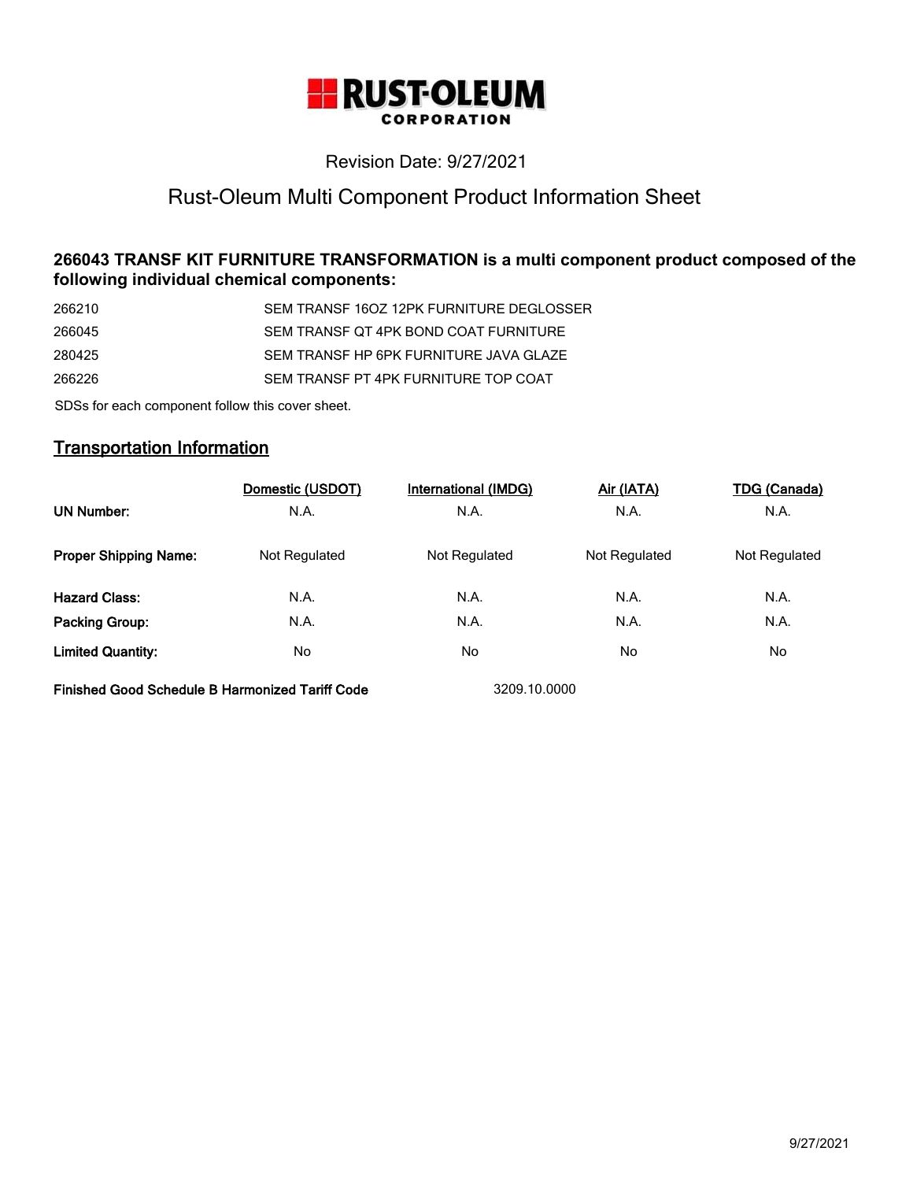**RUST-OLEUM**
**CORPORATION**

Revision Date: 9/27/2021

# Rust-Oleum Multi Component Product Information Sheet

### 266043 TRANSF KIT FURNITURE TRANSFORMATION is a multi component product composed of the following individual chemical components:

| | |
|---|---|
| 266210 | SEM TRANSF 16OZ 12PK FURNITURE DEGLOSSER |
| 266045 | SEM TRANSF QT 4PK BOND COAT FURNITURE |
| 280425 | SEM TRANSF HP 6PK FURNITURE JAVA GLAZE |
| 266226 | SEM TRANSF PT 4PK FURNITURE TOP COAT |

SDSs for each component follow this cover sheet.

## Transportation Information

| | Domestic (USDOT) | International (IMDG) | Air (IATA) | TDG (Canada) |
|---|---|---|---|---|
| **UN Number:** | N.A. | N.A. | N.A. | N.A. |
| **Proper Shipping Name:** | Not Regulated | Not Regulated | Not Regulated | Not Regulated |
| **Hazard Class:** | N.A. | N.A. | N.A. | N.A. |
| **Packing Group:** | N.A. | N.A. | N.A. | N.A. |
| **Limited Quantity:** | No | No | No | No |

**Finished Good Schedule B Harmonized Tariff Code** 3209.10.0000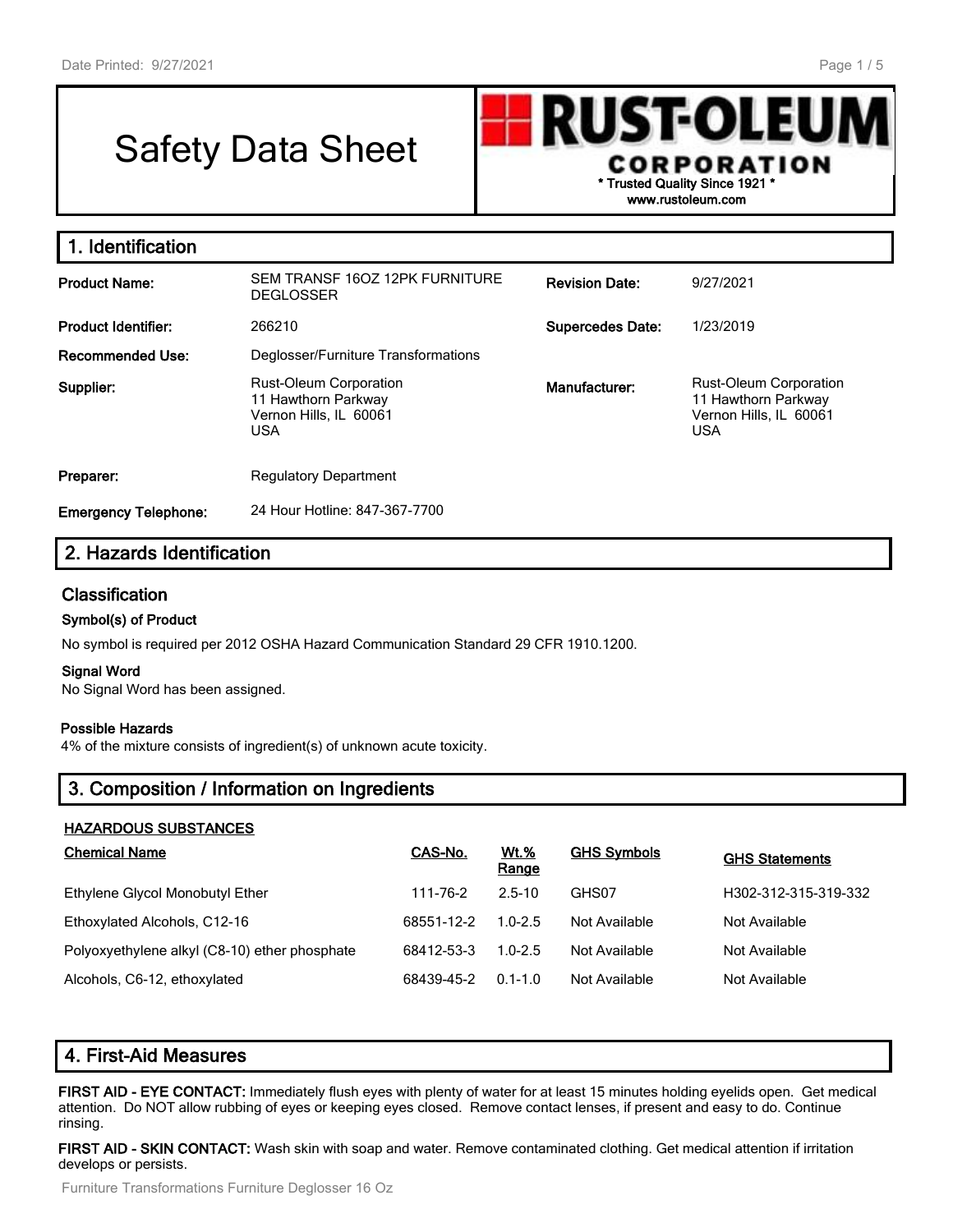# Safety Data Sheet

**RUST-OLEUM CORPORATION**
\* Trusted Quality Since 1921 \*
www.rustoleum.com

## 1. Identification

| | | | |
|---|---|---|---|
| **Product Name:** | SEM TRANSF 16OZ 12PK FURNITURE DEGLOSSER | **Revision Date:** | 9/27/2021 |
| **Product Identifier:** | 266210 | **Supercedes Date:** | 1/23/2019 |
| **Recommended Use:** | Deglosser/Furniture Transformations | | |
| **Supplier:** | Rust-Oleum Corporation<br>11 Hawthorn Parkway<br>Vernon Hills, IL 60061<br>USA | **Manufacturer:** | Rust-Oleum Corporation<br>11 Hawthorn Parkway<br>Vernon Hills, IL 60061<br>USA |
| **Preparer:** | Regulatory Department | | |
| **Emergency Telephone:** | 24 Hour Hotline: 847-367-7700 | | |

## 2. Hazards Identification

### Classification

#### Symbol(s) of Product

No symbol is required per 2012 OSHA Hazard Communication Standard 29 CFR 1910.1200.

#### Signal Word

No Signal Word has been assigned.

#### Possible Hazards

4% of the mixture consists of ingredient(s) of unknown acute toxicity.

## 3. Composition / Information on Ingredients

**HAZARDOUS SUBSTANCES**

| Chemical Name | CAS-No. | Wt.% Range | GHS Symbols | GHS Statements |
|---|---|---|---|---|
| Ethylene Glycol Monobutyl Ether | 111-76-2 | 2.5-10 | GHS07 | H302-312-315-319-332 |
| Ethoxylated Alcohols, C12-16 | 68551-12-2 | 1.0-2.5 | Not Available | Not Available |
| Polyoxyethylene alkyl (C8-10) ether phosphate | 68412-53-3 | 1.0-2.5 | Not Available | Not Available |
| Alcohols, C6-12, ethoxylated | 68439-45-2 | 0.1-1.0 | Not Available | Not Available |

## 4. First-Aid Measures

**FIRST AID - EYE CONTACT:** Immediately flush eyes with plenty of water for at least 15 minutes holding eyelids open. Get medical attention. Do NOT allow rubbing of eyes or keeping eyes closed. Remove contact lenses, if present and easy to do. Continue rinsing.

**FIRST AID - SKIN CONTACT:** Wash skin with soap and water. Remove contaminated clothing. Get medical attention if irritation develops or persists.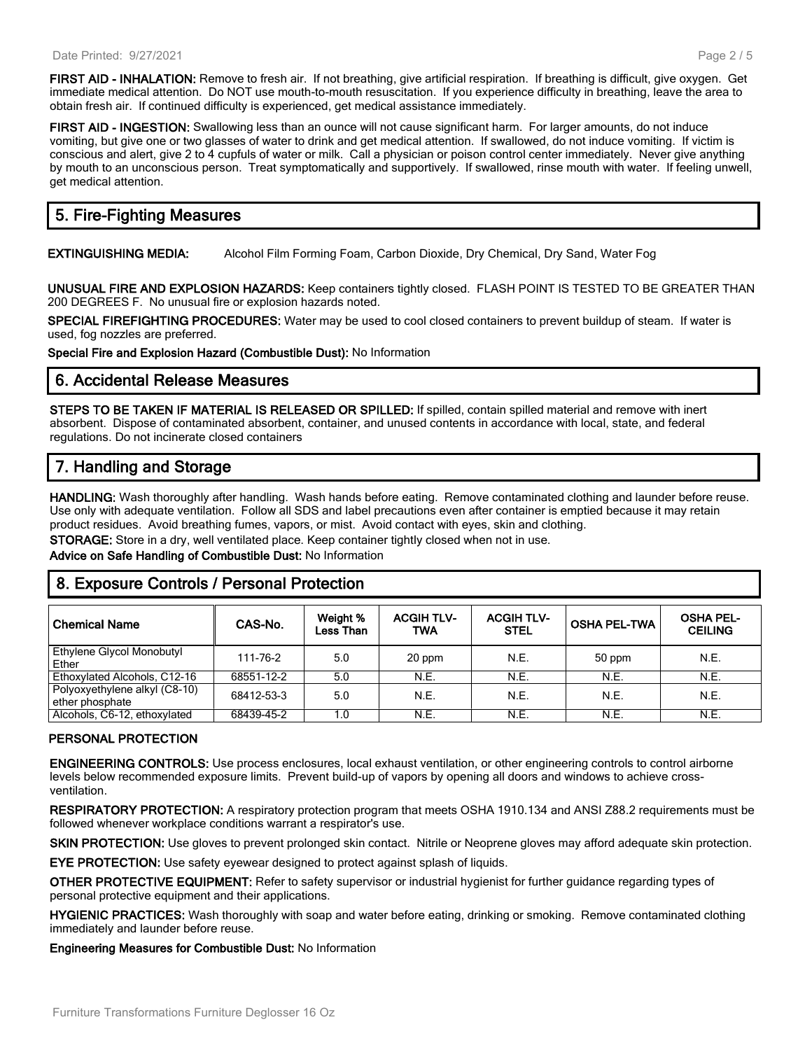**FIRST AID - INHALATION:** Remove to fresh air. If not breathing, give artificial respiration. If breathing is difficult, give oxygen. Get immediate medical attention. Do NOT use mouth-to-mouth resuscitation. If you experience difficulty in breathing, leave the area to obtain fresh air. If continued difficulty is experienced, get medical assistance immediately.

**FIRST AID - INGESTION:** Swallowing less than an ounce will not cause significant harm. For larger amounts, do not induce vomiting, but give one or two glasses of water to drink and get medical attention. If swallowed, do not induce vomiting. If victim is conscious and alert, give 2 to 4 cupfuls of water or milk. Call a physician or poison control center immediately. Never give anything by mouth to an unconscious person. Treat symptomatically and supportively. If swallowed, rinse mouth with water. If feeling unwell, get medical attention.

## 5. Fire-Fighting Measures

**EXTINGUISHING MEDIA:** Alcohol Film Forming Foam, Carbon Dioxide, Dry Chemical, Dry Sand, Water Fog

**UNUSUAL FIRE AND EXPLOSION HAZARDS:** Keep containers tightly closed. FLASH POINT IS TESTED TO BE GREATER THAN 200 DEGREES F. No unusual fire or explosion hazards noted.

**SPECIAL FIREFIGHTING PROCEDURES:** Water may be used to cool closed containers to prevent buildup of steam. If water is used, fog nozzles are preferred.

**Special Fire and Explosion Hazard (Combustible Dust):** No Information

## 6. Accidental Release Measures

**STEPS TO BE TAKEN IF MATERIAL IS RELEASED OR SPILLED:** If spilled, contain spilled material and remove with inert absorbent. Dispose of contaminated absorbent, container, and unused contents in accordance with local, state, and federal regulations. Do not incinerate closed containers

## 7. Handling and Storage

**HANDLING:** Wash thoroughly after handling. Wash hands before eating. Remove contaminated clothing and launder before reuse. Use only with adequate ventilation. Follow all SDS and label precautions even after container is emptied because it may retain product residues. Avoid breathing fumes, vapors, or mist. Avoid contact with eyes, skin and clothing.

**STORAGE:** Store in a dry, well ventilated place. Keep container tightly closed when not in use.

**Advice on Safe Handling of Combustible Dust:** No Information

## 8. Exposure Controls / Personal Protection

| Chemical Name | CAS-No. | Weight % Less Than | ACGIH TLV-TWA | ACGIH TLV-STEL | OSHA PEL-TWA | OSHA PEL-CEILING |
|---|---|---|---|---|---|---|
| Ethylene Glycol Monobutyl Ether | 111-76-2 | 5.0 | 20 ppm | N.E. | 50 ppm | N.E. |
| Ethoxylated Alcohols, C12-16 | 68551-12-2 | 5.0 | N.E. | N.E. | N.E. | N.E. |
| Polyoxyethylene alkyl (C8-10) ether phosphate | 68412-53-3 | 5.0 | N.E. | N.E. | N.E. | N.E. |
| Alcohols, C6-12, ethoxylated | 68439-45-2 | 1.0 | N.E. | N.E. | N.E. | N.E. |

### PERSONAL PROTECTION

**ENGINEERING CONTROLS:** Use process enclosures, local exhaust ventilation, or other engineering controls to control airborne levels below recommended exposure limits. Prevent build-up of vapors by opening all doors and windows to achieve cross-ventilation.

**RESPIRATORY PROTECTION:** A respiratory protection program that meets OSHA 1910.134 and ANSI Z88.2 requirements must be followed whenever workplace conditions warrant a respirator's use.

**SKIN PROTECTION:** Use gloves to prevent prolonged skin contact. Nitrile or Neoprene gloves may afford adequate skin protection.

**EYE PROTECTION:** Use safety eyewear designed to protect against splash of liquids.

**OTHER PROTECTIVE EQUIPMENT:** Refer to safety supervisor or industrial hygienist for further guidance regarding types of personal protective equipment and their applications.

**HYGIENIC PRACTICES:** Wash thoroughly with soap and water before eating, drinking or smoking. Remove contaminated clothing immediately and launder before reuse.

**Engineering Measures for Combustible Dust:** No Information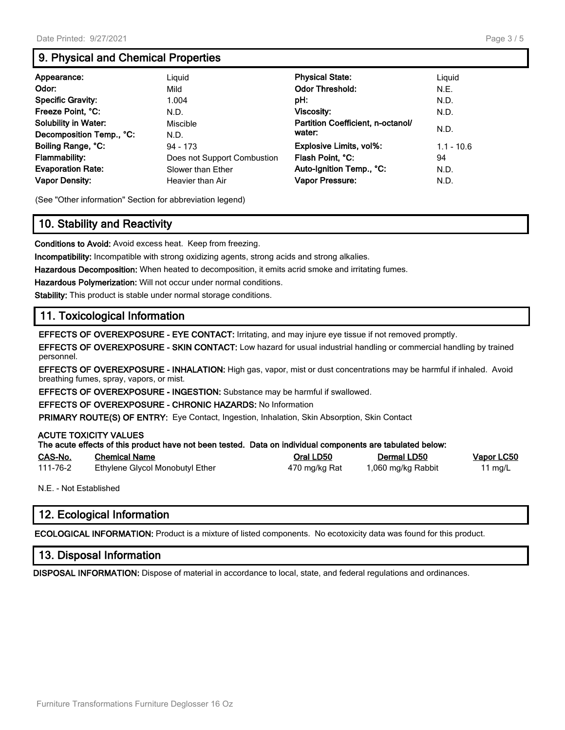## 9. Physical and Chemical Properties

| | | | |
|---|---|---|---|
| **Appearance:** | Liquid | **Physical State:** | Liquid |
| **Odor:** | Mild | **Odor Threshold:** | N.E. |
| **Specific Gravity:** | 1.004 | **pH:** | N.D. |
| **Freeze Point, °C:** | N.D. | **Viscosity:** | N.D. |
| **Solubility in Water:** | Miscible | **Partition Coefficient, n-octanol/ water:** | N.D. |
| **Decomposition Temp., °C:** | N.D. | | |
| **Boiling Range, °C:** | 94 - 173 | **Explosive Limits, vol%:** | 1.1 - 10.6 |
| **Flammability:** | Does not Support Combustion | **Flash Point, °C:** | 94 |
| **Evaporation Rate:** | Slower than Ether | **Auto-Ignition Temp., °C:** | N.D. |
| **Vapor Density:** | Heavier than Air | **Vapor Pressure:** | N.D. |

(See "Other information" Section for abbreviation legend)

## 10. Stability and Reactivity

**Conditions to Avoid:** Avoid excess heat. Keep from freezing.

**Incompatibility:** Incompatible with strong oxidizing agents, strong acids and strong alkalies.

**Hazardous Decomposition:** When heated to decomposition, it emits acrid smoke and irritating fumes.

**Hazardous Polymerization:** Will not occur under normal conditions.

**Stability:** This product is stable under normal storage conditions.

## 11. Toxicological Information

**EFFECTS OF OVEREXPOSURE - EYE CONTACT:** Irritating, and may injure eye tissue if not removed promptly.

**EFFECTS OF OVEREXPOSURE - SKIN CONTACT:** Low hazard for usual industrial handling or commercial handling by trained personnel.

**EFFECTS OF OVEREXPOSURE - INHALATION:** High gas, vapor, mist or dust concentrations may be harmful if inhaled. Avoid breathing fumes, spray, vapors, or mist.

**EFFECTS OF OVEREXPOSURE - INGESTION:** Substance may be harmful if swallowed.

**EFFECTS OF OVEREXPOSURE - CHRONIC HAZARDS:** No Information

**PRIMARY ROUTE(S) OF ENTRY:** Eye Contact, Ingestion, Inhalation, Skin Absorption, Skin Contact

**ACUTE TOXICITY VALUES**
**The acute effects of this product have not been tested. Data on individual components are tabulated below:**

| CAS-No. | Chemical Name | Oral LD50 | Dermal LD50 | Vapor LC50 |
|---|---|---|---|---|
| 111-76-2 | Ethylene Glycol Monobutyl Ether | 470 mg/kg Rat | 1,060 mg/kg Rabbit | 11 mg/L |

N.E. - Not Established

## 12. Ecological Information

**ECOLOGICAL INFORMATION:** Product is a mixture of listed components. No ecotoxicity data was found for this product.

## 13. Disposal Information

**DISPOSAL INFORMATION:** Dispose of material in accordance to local, state, and federal regulations and ordinances.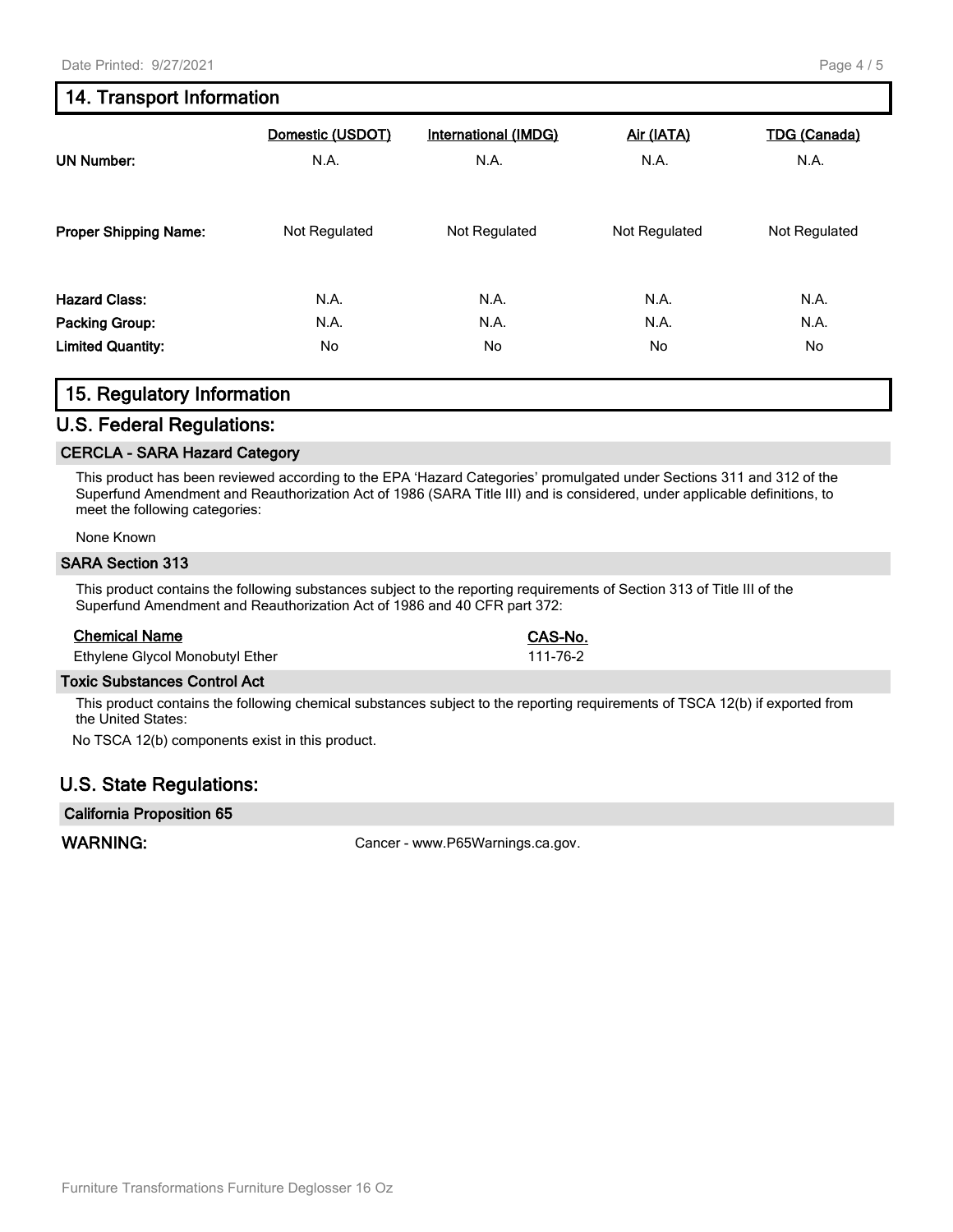## 14. Transport Information

| | Domestic (USDOT) | International (IMDG) | Air (IATA) | TDG (Canada) |
|---|---|---|---|---|
| **UN Number:** | N.A. | N.A. | N.A. | N.A. |
| **Proper Shipping Name:** | Not Regulated | Not Regulated | Not Regulated | Not Regulated |
| **Hazard Class:** | N.A. | N.A. | N.A. | N.A. |
| **Packing Group:** | N.A. | N.A. | N.A. | N.A. |
| **Limited Quantity:** | No | No | No | No |

## 15. Regulatory Information

### U.S. Federal Regulations:

#### CERCLA - SARA Hazard Category

This product has been reviewed according to the EPA 'Hazard Categories' promulgated under Sections 311 and 312 of the Superfund Amendment and Reauthorization Act of 1986 (SARA Title III) and is considered, under applicable definitions, to meet the following categories:

None Known

#### SARA Section 313

This product contains the following substances subject to the reporting requirements of Section 313 of Title III of the Superfund Amendment and Reauthorization Act of 1986 and 40 CFR part 372:

| Chemical Name | CAS-No. |
|---|---|
| Ethylene Glycol Monobutyl Ether | 111-76-2 |

#### Toxic Substances Control Act

This product contains the following chemical substances subject to the reporting requirements of TSCA 12(b) if exported from the United States:

No TSCA 12(b) components exist in this product.

### U.S. State Regulations:

#### California Proposition 65

**WARNING:** Cancer - www.P65Warnings.ca.gov.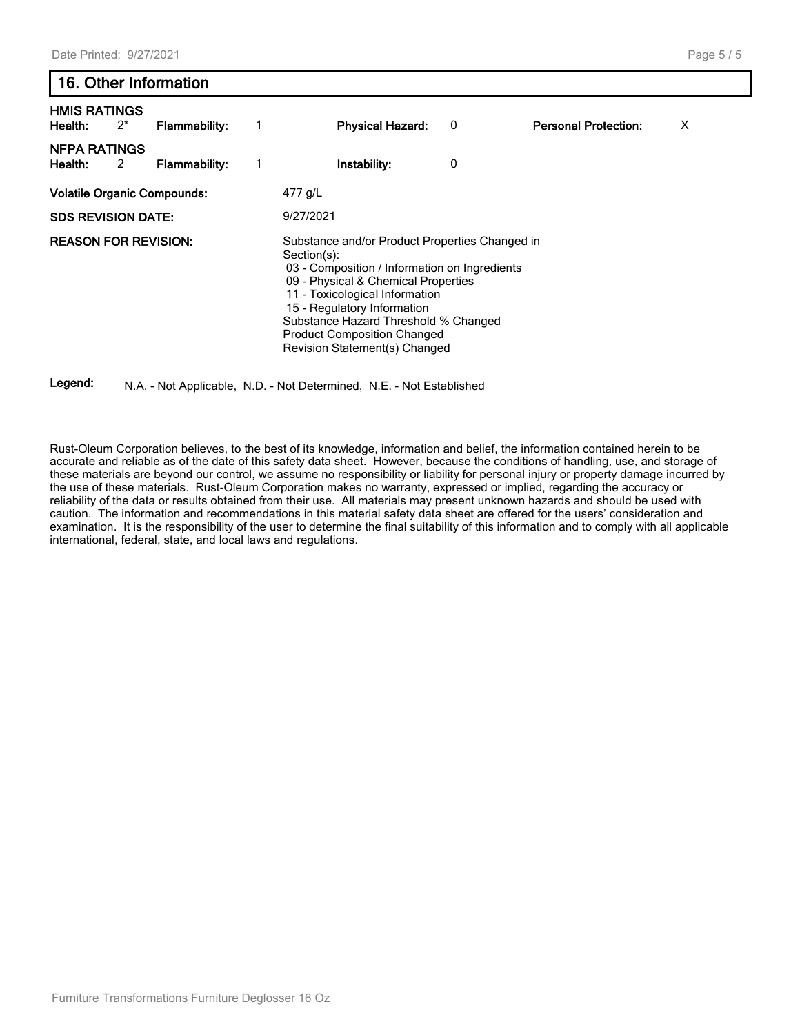## 16. Other Information

**HMIS RATINGS**

| **Health:** | 2* | **Flammability:** | 1 | **Physical Hazard:** | 0 | **Personal Protection:** | X |
|---|---|---|---|---|---|---|---|

**NFPA RATINGS**

| **Health:** | 2 | **Flammability:** | 1 | **Instability:** | 0 |
|---|---|---|---|---|---|

**Volatile Organic Compounds:** 477 g/L

**SDS REVISION DATE:** 9/27/2021

**REASON FOR REVISION:** Substance and/or Product Properties Changed in Section(s):
- 03 - Composition / Information on Ingredients
- 09 - Physical & Chemical Properties
- 11 - Toxicological Information
- 15 - Regulatory Information

Substance Hazard Threshold % Changed
Product Composition Changed
Revision Statement(s) Changed

**Legend:** N.A. - Not Applicable, N.D. - Not Determined, N.E. - Not Established

Rust-Oleum Corporation believes, to the best of its knowledge, information and belief, the information contained herein to be accurate and reliable as of the date of this safety data sheet. However, because the conditions of handling, use, and storage of these materials are beyond our control, we assume no responsibility or liability for personal injury or property damage incurred by the use of these materials. Rust-Oleum Corporation makes no warranty, expressed or implied, regarding the accuracy or reliability of the data or results obtained from their use. All materials may present unknown hazards and should be used with caution. The information and recommendations in this material safety data sheet are offered for the users' consideration and examination. It is the responsibility of the user to determine the final suitability of this information and to comply with all applicable international, federal, state, and local laws and regulations.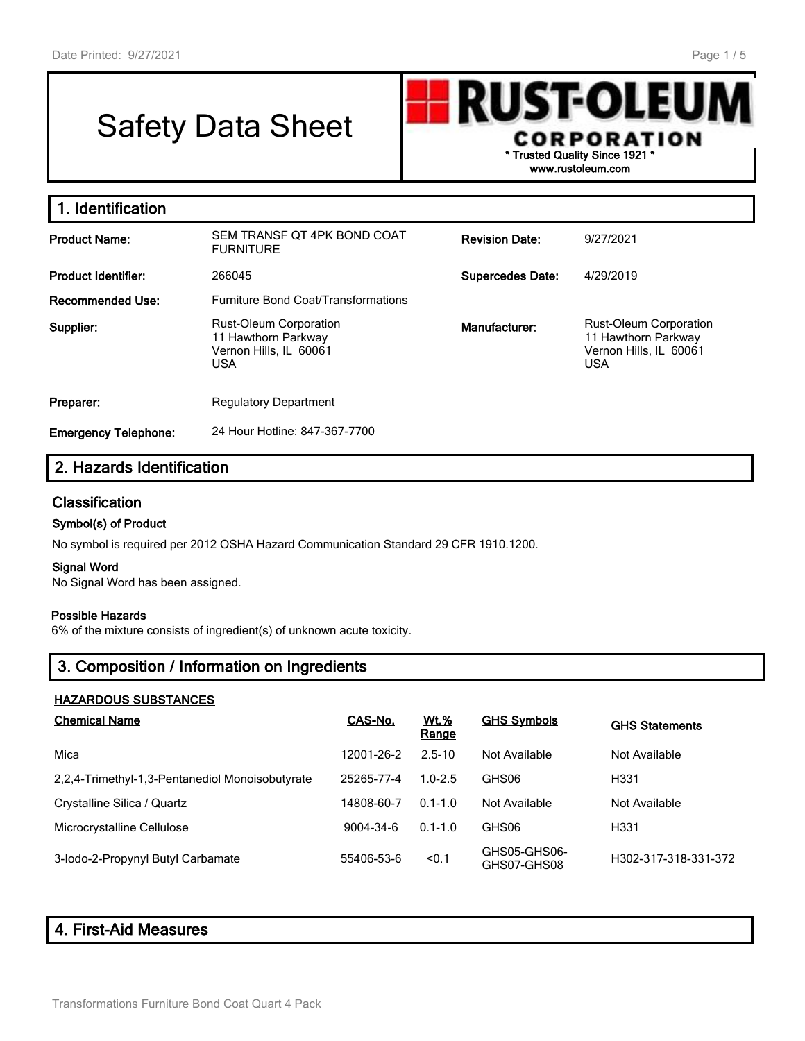# Safety Data Sheet

**RUST-OLEUM CORPORATION**
\* Trusted Quality Since 1921 \*
www.rustoleum.com

## 1. Identification

| | | | |
|---|---|---|---|
| **Product Name:** | SEM TRANSF QT 4PK BOND COAT FURNITURE | **Revision Date:** | 9/27/2021 |
| **Product Identifier:** | 266045 | **Supercedes Date:** | 4/29/2019 |
| **Recommended Use:** | Furniture Bond Coat/Transformations | | |
| **Supplier:** | Rust-Oleum Corporation<br>11 Hawthorn Parkway<br>Vernon Hills, IL 60061<br>USA | **Manufacturer:** | Rust-Oleum Corporation<br>11 Hawthorn Parkway<br>Vernon Hills, IL 60061<br>USA |
| **Preparer:** | Regulatory Department | | |
| **Emergency Telephone:** | 24 Hour Hotline: 847-367-7700 | | |

## 2. Hazards Identification

### Classification

#### Symbol(s) of Product

No symbol is required per 2012 OSHA Hazard Communication Standard 29 CFR 1910.1200.

#### Signal Word

No Signal Word has been assigned.

#### Possible Hazards

6% of the mixture consists of ingredient(s) of unknown acute toxicity.

## 3. Composition / Information on Ingredients

**HAZARDOUS SUBSTANCES**

| Chemical Name | CAS-No. | Wt.% Range | GHS Symbols | GHS Statements |
|---|---|---|---|---|
| Mica | 12001-26-2 | 2.5-10 | Not Available | Not Available |
| 2,2,4-Trimethyl-1,3-Pentanediol Monoisobutyrate | 25265-77-4 | 1.0-2.5 | GHS06 | H331 |
| Crystalline Silica / Quartz | 14808-60-7 | 0.1-1.0 | Not Available | Not Available |
| Microcrystalline Cellulose | 9004-34-6 | 0.1-1.0 | GHS06 | H331 |
| 3-Iodo-2-Propynyl Butyl Carbamate | 55406-53-6 | <0.1 | GHS05-GHS06-GHS07-GHS08 | H302-317-318-331-372 |

## 4. First-Aid Measures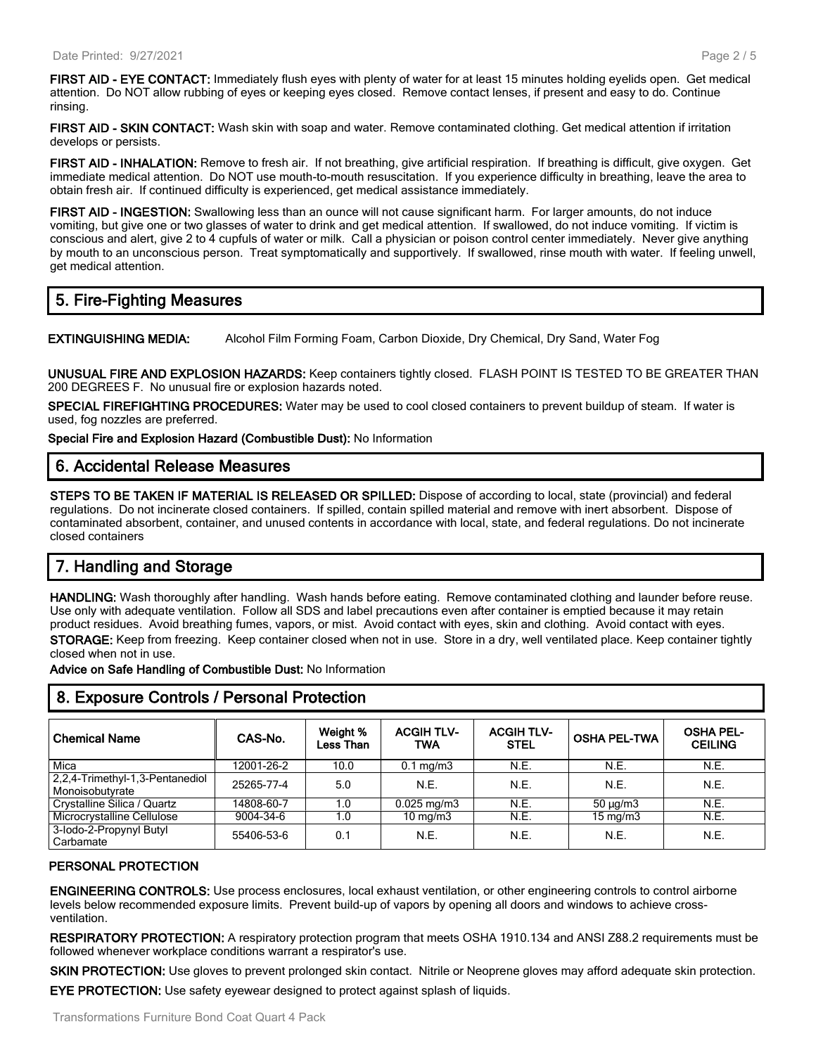**FIRST AID - EYE CONTACT:** Immediately flush eyes with plenty of water for at least 15 minutes holding eyelids open. Get medical attention. Do NOT allow rubbing of eyes or keeping eyes closed. Remove contact lenses, if present and easy to do. Continue rinsing.

**FIRST AID - SKIN CONTACT:** Wash skin with soap and water. Remove contaminated clothing. Get medical attention if irritation develops or persists.

**FIRST AID - INHALATION:** Remove to fresh air. If not breathing, give artificial respiration. If breathing is difficult, give oxygen. Get immediate medical attention. Do NOT use mouth-to-mouth resuscitation. If you experience difficulty in breathing, leave the area to obtain fresh air. If continued difficulty is experienced, get medical assistance immediately.

**FIRST AID - INGESTION:** Swallowing less than an ounce will not cause significant harm. For larger amounts, do not induce vomiting, but give one or two glasses of water to drink and get medical attention. If swallowed, do not induce vomiting. If victim is conscious and alert, give 2 to 4 cupfuls of water or milk. Call a physician or poison control center immediately. Never give anything by mouth to an unconscious person. Treat symptomatically and supportively. If swallowed, rinse mouth with water. If feeling unwell, get medical attention.

## 5. Fire-Fighting Measures

**EXTINGUISHING MEDIA:** Alcohol Film Forming Foam, Carbon Dioxide, Dry Chemical, Dry Sand, Water Fog

**UNUSUAL FIRE AND EXPLOSION HAZARDS:** Keep containers tightly closed. FLASH POINT IS TESTED TO BE GREATER THAN 200 DEGREES F. No unusual fire or explosion hazards noted.

**SPECIAL FIREFIGHTING PROCEDURES:** Water may be used to cool closed containers to prevent buildup of steam. If water is used, fog nozzles are preferred.

**Special Fire and Explosion Hazard (Combustible Dust):** No Information

## 6. Accidental Release Measures

**STEPS TO BE TAKEN IF MATERIAL IS RELEASED OR SPILLED:** Dispose of according to local, state (provincial) and federal regulations. Do not incinerate closed containers. If spilled, contain spilled material and remove with inert absorbent. Dispose of contaminated absorbent, container, and unused contents in accordance with local, state, and federal regulations. Do not incinerate closed containers

## 7. Handling and Storage

**HANDLING:** Wash thoroughly after handling. Wash hands before eating. Remove contaminated clothing and launder before reuse. Use only with adequate ventilation. Follow all SDS and label precautions even after container is emptied because it may retain product residues. Avoid breathing fumes, vapors, or mist. Avoid contact with eyes, skin and clothing. Avoid contact with eyes.

**STORAGE:** Keep from freezing. Keep container closed when not in use. Store in a dry, well ventilated place. Keep container tightly closed when not in use.

**Advice on Safe Handling of Combustible Dust:** No Information

## 8. Exposure Controls / Personal Protection

| Chemical Name | CAS-No. | Weight % Less Than | ACGIH TLV-TWA | ACGIH TLV-STEL | OSHA PEL-TWA | OSHA PEL-CEILING |
|---|---|---|---|---|---|---|
| Mica | 12001-26-2 | 10.0 | 0.1 mg/m3 | N.E. | N.E. | N.E. |
| 2,2,4-Trimethyl-1,3-Pentanediol Monoisobutyrate | 25265-77-4 | 5.0 | N.E. | N.E. | N.E. | N.E. |
| Crystalline Silica / Quartz | 14808-60-7 | 1.0 | 0.025 mg/m3 | N.E. | 50 µg/m3 | N.E. |
| Microcrystalline Cellulose | 9004-34-6 | 1.0 | 10 mg/m3 | N.E. | 15 mg/m3 | N.E. |
| 3-Iodo-2-Propynyl Butyl Carbamate | 55406-53-6 | 0.1 | N.E. | N.E. | N.E. | N.E. |

### PERSONAL PROTECTION

**ENGINEERING CONTROLS:** Use process enclosures, local exhaust ventilation, or other engineering controls to control airborne levels below recommended exposure limits. Prevent build-up of vapors by opening all doors and windows to achieve cross-ventilation.

**RESPIRATORY PROTECTION:** A respiratory protection program that meets OSHA 1910.134 and ANSI Z88.2 requirements must be followed whenever workplace conditions warrant a respirator's use.

**SKIN PROTECTION:** Use gloves to prevent prolonged skin contact. Nitrile or Neoprene gloves may afford adequate skin protection.

**EYE PROTECTION:** Use safety eyewear designed to protect against splash of liquids.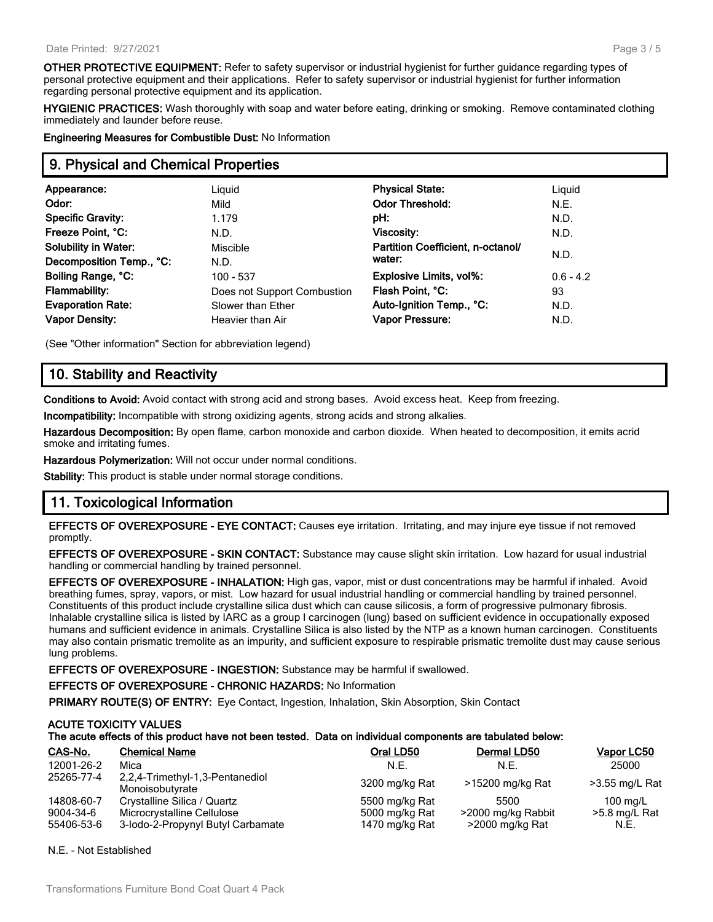**OTHER PROTECTIVE EQUIPMENT:** Refer to safety supervisor or industrial hygienist for further guidance regarding types of personal protective equipment and their applications. Refer to safety supervisor or industrial hygienist for further information regarding personal protective equipment and its application.

**HYGIENIC PRACTICES:** Wash thoroughly with soap and water before eating, drinking or smoking. Remove contaminated clothing immediately and launder before reuse.

**Engineering Measures for Combustible Dust:** No Information

## 9. Physical and Chemical Properties

| | | | |
|---|---|---|---|
| **Appearance:** | Liquid | **Physical State:** | Liquid |
| **Odor:** | Mild | **Odor Threshold:** | N.E. |
| **Specific Gravity:** | 1.179 | **pH:** | N.D. |
| **Freeze Point, °C:** | N.D. | **Viscosity:** | N.D. |
| **Solubility in Water:** | Miscible | **Partition Coefficient, n-octanol/ water:** | N.D. |
| **Decomposition Temp., °C:** | N.D. | | |
| **Boiling Range, °C:** | 100 - 537 | **Explosive Limits, vol%:** | 0.6 - 4.2 |
| **Flammability:** | Does not Support Combustion | **Flash Point, °C:** | 93 |
| **Evaporation Rate:** | Slower than Ether | **Auto-Ignition Temp., °C:** | N.D. |
| **Vapor Density:** | Heavier than Air | **Vapor Pressure:** | N.D. |

(See "Other information" Section for abbreviation legend)

## 10. Stability and Reactivity

**Conditions to Avoid:** Avoid contact with strong acid and strong bases. Avoid excess heat. Keep from freezing.

**Incompatibility:** Incompatible with strong oxidizing agents, strong acids and strong alkalies.

**Hazardous Decomposition:** By open flame, carbon monoxide and carbon dioxide. When heated to decomposition, it emits acrid smoke and irritating fumes.

**Hazardous Polymerization:** Will not occur under normal conditions.

**Stability:** This product is stable under normal storage conditions.

## 11. Toxicological Information

**EFFECTS OF OVEREXPOSURE - EYE CONTACT:** Causes eye irritation. Irritating, and may injure eye tissue if not removed promptly.

**EFFECTS OF OVEREXPOSURE - SKIN CONTACT:** Substance may cause slight skin irritation. Low hazard for usual industrial handling or commercial handling by trained personnel.

**EFFECTS OF OVEREXPOSURE - INHALATION:** High gas, vapor, mist or dust concentrations may be harmful if inhaled. Avoid breathing fumes, spray, vapors, or mist. Low hazard for usual industrial handling or commercial handling by trained personnel. Constituents of this product include crystalline silica dust which can cause silicosis, a form of progressive pulmonary fibrosis. Inhalable crystalline silica is listed by IARC as a group I carcinogen (lung) based on sufficient evidence in occupationally exposed humans and sufficient evidence in animals. Crystalline Silica is also listed by the NTP as a known human carcinogen. Constituents may also contain prismatic tremolite as an impurity, and sufficient exposure to respirable prismatic tremolite dust may cause serious lung problems.

**EFFECTS OF OVEREXPOSURE - INGESTION:** Substance may be harmful if swallowed.

**EFFECTS OF OVEREXPOSURE - CHRONIC HAZARDS:** No Information

**PRIMARY ROUTE(S) OF ENTRY:** Eye Contact, Ingestion, Inhalation, Skin Absorption, Skin Contact

**ACUTE TOXICITY VALUES**
**The acute effects of this product have not been tested. Data on individual components are tabulated below:**

| CAS-No. | Chemical Name | Oral LD50 | Dermal LD50 | Vapor LC50 |
|---|---|---|---|---|
| 12001-26-2 | Mica | N.E. | N.E. | 25000 |
| 25265-77-4 | 2,2,4-Trimethyl-1,3-Pentanediol Monoisobutyrate | 3200 mg/kg Rat | >15200 mg/kg Rat | >3.55 mg/L Rat |
| 14808-60-7 | Crystalline Silica / Quartz | 5500 mg/kg Rat | 5500 | 100 mg/L |
| 9004-34-6 | Microcrystalline Cellulose | 5000 mg/kg Rat | >2000 mg/kg Rabbit | >5.8 mg/L Rat |
| 55406-53-6 | 3-Iodo-2-Propynyl Butyl Carbamate | 1470 mg/kg Rat | >2000 mg/kg Rat | N.E. |

N.E. - Not Established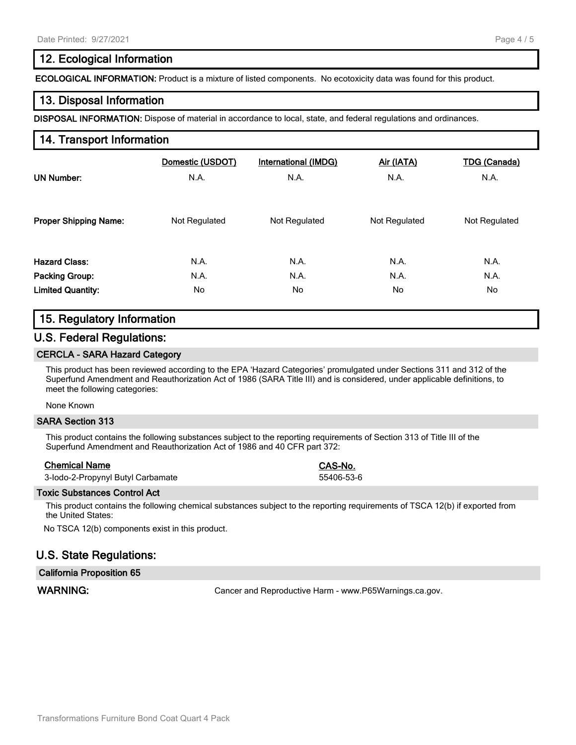## 12. Ecological Information

**ECOLOGICAL INFORMATION:** Product is a mixture of listed components. No ecotoxicity data was found for this product.

## 13. Disposal Information

**DISPOSAL INFORMATION:** Dispose of material in accordance to local, state, and federal regulations and ordinances.

## 14. Transport Information

| | Domestic (USDOT) | International (IMDG) | Air (IATA) | TDG (Canada) |
|---|---|---|---|---|
| **UN Number:** | N.A. | N.A. | N.A. | N.A. |
| **Proper Shipping Name:** | Not Regulated | Not Regulated | Not Regulated | Not Regulated |
| **Hazard Class:** | N.A. | N.A. | N.A. | N.A. |
| **Packing Group:** | N.A. | N.A. | N.A. | N.A. |
| **Limited Quantity:** | No | No | No | No |

## 15. Regulatory Information

## U.S. Federal Regulations:

### CERCLA - SARA Hazard Category

This product has been reviewed according to the EPA 'Hazard Categories' promulgated under Sections 311 and 312 of the Superfund Amendment and Reauthorization Act of 1986 (SARA Title III) and is considered, under applicable definitions, to meet the following categories:

None Known

### SARA Section 313

This product contains the following substances subject to the reporting requirements of Section 313 of Title III of the Superfund Amendment and Reauthorization Act of 1986 and 40 CFR part 372:

| Chemical Name | CAS-No. |
|---|---|
| 3-Iodo-2-Propynyl Butyl Carbamate | 55406-53-6 |

### Toxic Substances Control Act

This product contains the following chemical substances subject to the reporting requirements of TSCA 12(b) if exported from the United States:

No TSCA 12(b) components exist in this product.

## U.S. State Regulations:

### California Proposition 65

**WARNING:** Cancer and Reproductive Harm - www.P65Warnings.ca.gov.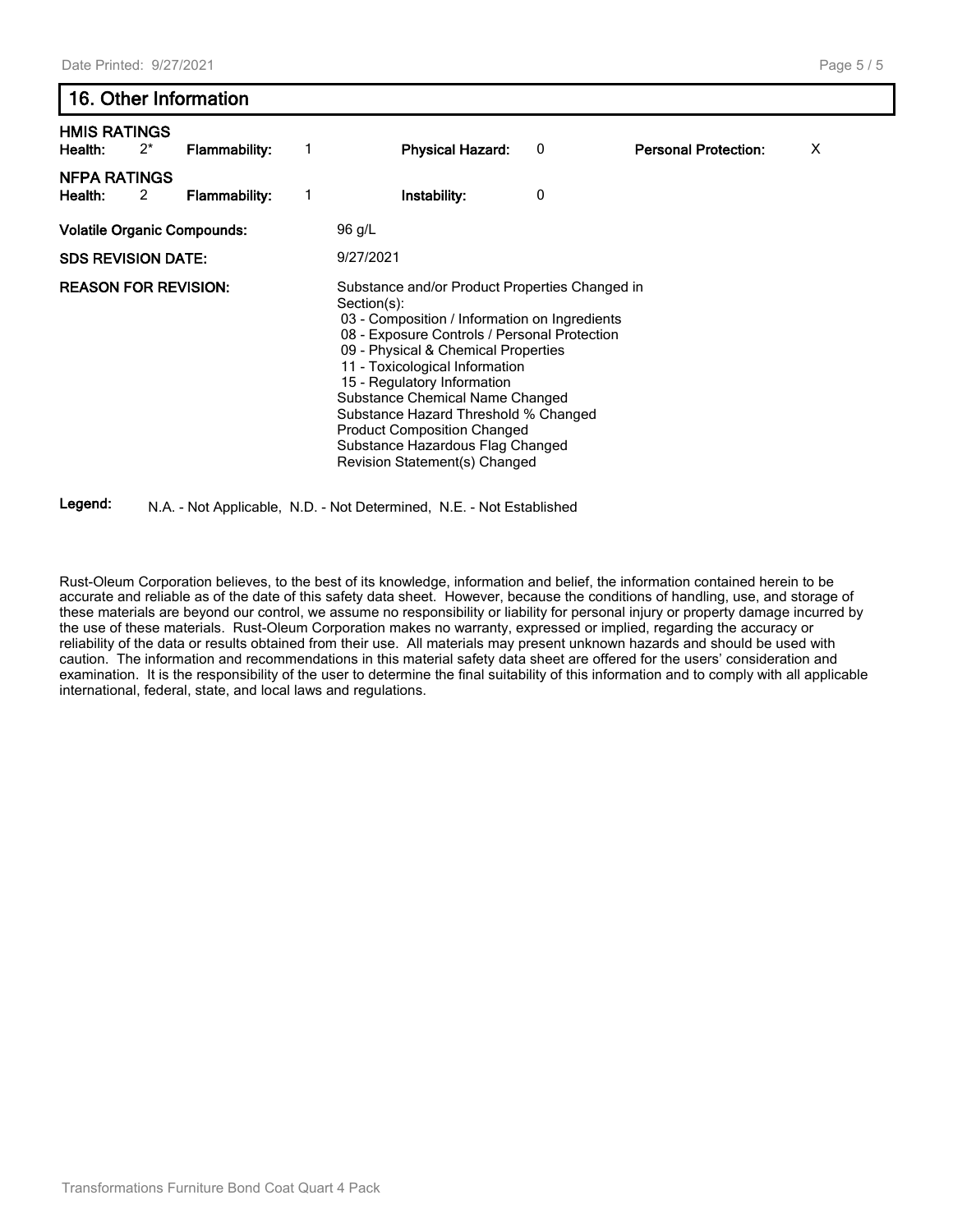## 16. Other Information

**HMIS RATINGS**

| **Health:** | 2* | **Flammability:** | 1 | **Physical Hazard:** | 0 | **Personal Protection:** | X |
|---|---|---|---|---|---|---|---|

**NFPA RATINGS**

| **Health:** | 2 | **Flammability:** | 1 | **Instability:** | 0 |
|---|---|---|---|---|---|

**Volatile Organic Compounds:** 96 g/L

**SDS REVISION DATE:** 9/27/2021

**REASON FOR REVISION:** Substance and/or Product Properties Changed in Section(s):
- 03 - Composition / Information on Ingredients
- 08 - Exposure Controls / Personal Protection
- 09 - Physical & Chemical Properties
- 11 - Toxicological Information
- 15 - Regulatory Information

Substance Chemical Name Changed
Substance Hazard Threshold % Changed
Product Composition Changed
Substance Hazardous Flag Changed
Revision Statement(s) Changed

**Legend:** N.A. - Not Applicable, N.D. - Not Determined, N.E. - Not Established

Rust-Oleum Corporation believes, to the best of its knowledge, information and belief, the information contained herein to be accurate and reliable as of the date of this safety data sheet. However, because the conditions of handling, use, and storage of these materials are beyond our control, we assume no responsibility or liability for personal injury or property damage incurred by the use of these materials. Rust-Oleum Corporation makes no warranty, expressed or implied, regarding the accuracy or reliability of the data or results obtained from their use. All materials may present unknown hazards and should be used with caution. The information and recommendations in this material safety data sheet are offered for the users' consideration and examination. It is the responsibility of the user to determine the final suitability of this information and to comply with all applicable international, federal, state, and local laws and regulations.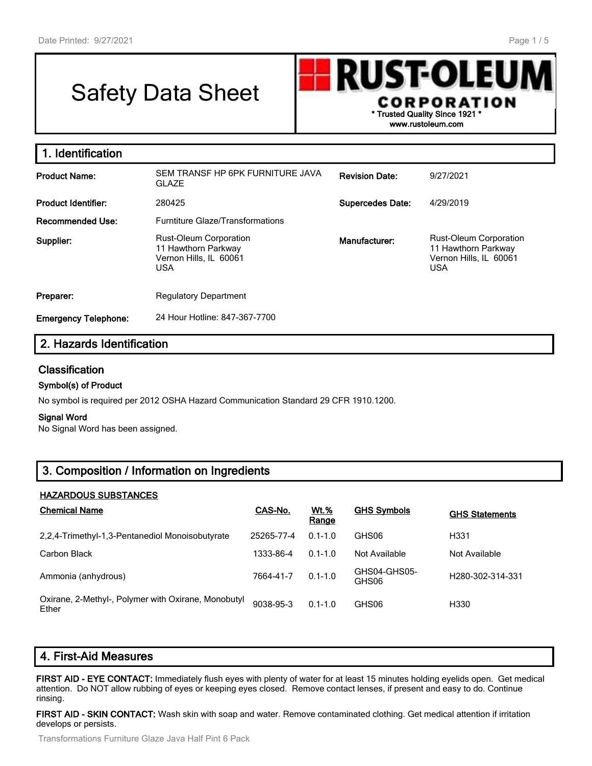# Safety Data Sheet

**RUST-OLEUM CORPORATION**
**\* Trusted Quality Since 1921 \***
**www.rustoleum.com**

## 1. Identification

| | | | |
|---|---|---|---|
| **Product Name:** | SEM TRANSF HP 6PK FURNITURE JAVA GLAZE | **Revision Date:** | 9/27/2021 |
| **Product Identifier:** | 280425 | **Supercedes Date:** | 4/29/2019 |
| **Recommended Use:** | Furntiture Glaze/Transformations | | |
| **Supplier:** | Rust-Oleum Corporation<br>11 Hawthorn Parkway<br>Vernon Hills, IL 60061<br>USA | **Manufacturer:** | Rust-Oleum Corporation<br>11 Hawthorn Parkway<br>Vernon Hills, IL 60061<br>USA |
| **Preparer:** | Regulatory Department | | |
| **Emergency Telephone:** | 24 Hour Hotline: 847-367-7700 | | |

## 2. Hazards Identification

### Classification

#### Symbol(s) of Product

No symbol is required per 2012 OSHA Hazard Communication Standard 29 CFR 1910.1200.

#### Signal Word

No Signal Word has been assigned.

## 3. Composition / Information on Ingredients

**HAZARDOUS SUBSTANCES**

| Chemical Name | CAS-No. | Wt.% Range | GHS Symbols | GHS Statements |
|---|---|---|---|---|
| 2,2,4-Trimethyl-1,3-Pentanediol Monoisobutyrate | 25265-77-4 | 0.1-1.0 | GHS06 | H331 |
| Carbon Black | 1333-86-4 | 0.1-1.0 | Not Available | Not Available |
| Ammonia (anhydrous) | 7664-41-7 | 0.1-1.0 | GHS04-GHS05-GHS06 | H280-302-314-331 |
| Oxirane, 2-Methyl-, Polymer with Oxirane, Monobutyl Ether | 9038-95-3 | 0.1-1.0 | GHS06 | H330 |

## 4. First-Aid Measures

**FIRST AID - EYE CONTACT:** Immediately flush eyes with plenty of water for at least 15 minutes holding eyelids open. Get medical attention. Do NOT allow rubbing of eyes or keeping eyes closed. Remove contact lenses, if present and easy to do. Continue rinsing.

**FIRST AID - SKIN CONTACT:** Wash skin with soap and water. Remove contaminated clothing. Get medical attention if irritation develops or persists.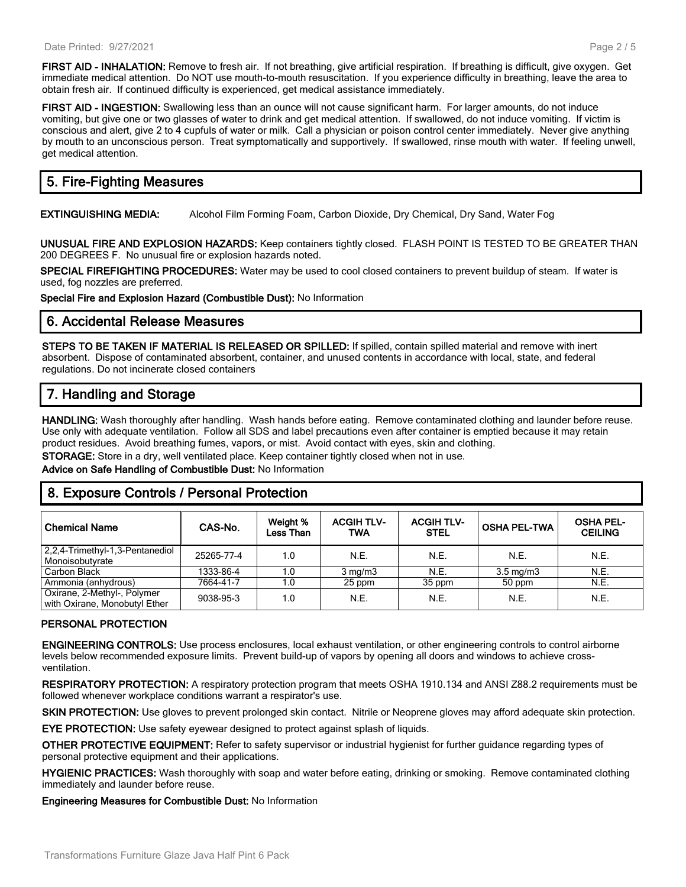**FIRST AID - INHALATION:** Remove to fresh air. If not breathing, give artificial respiration. If breathing is difficult, give oxygen. Get immediate medical attention. Do NOT use mouth-to-mouth resuscitation. If you experience difficulty in breathing, leave the area to obtain fresh air. If continued difficulty is experienced, get medical assistance immediately.

**FIRST AID - INGESTION:** Swallowing less than an ounce will not cause significant harm. For larger amounts, do not induce vomiting, but give one or two glasses of water to drink and get medical attention. If swallowed, do not induce vomiting. If victim is conscious and alert, give 2 to 4 cupfuls of water or milk. Call a physician or poison control center immediately. Never give anything by mouth to an unconscious person. Treat symptomatically and supportively. If swallowed, rinse mouth with water. If feeling unwell, get medical attention.

## 5. Fire-Fighting Measures

**EXTINGUISHING MEDIA:** Alcohol Film Forming Foam, Carbon Dioxide, Dry Chemical, Dry Sand, Water Fog

**UNUSUAL FIRE AND EXPLOSION HAZARDS:** Keep containers tightly closed. FLASH POINT IS TESTED TO BE GREATER THAN 200 DEGREES F. No unusual fire or explosion hazards noted.

**SPECIAL FIREFIGHTING PROCEDURES:** Water may be used to cool closed containers to prevent buildup of steam. If water is used, fog nozzles are preferred.

**Special Fire and Explosion Hazard (Combustible Dust):** No Information

## 6. Accidental Release Measures

**STEPS TO BE TAKEN IF MATERIAL IS RELEASED OR SPILLED:** If spilled, contain spilled material and remove with inert absorbent. Dispose of contaminated absorbent, container, and unused contents in accordance with local, state, and federal regulations. Do not incinerate closed containers

## 7. Handling and Storage

**HANDLING:** Wash thoroughly after handling. Wash hands before eating. Remove contaminated clothing and launder before reuse. Use only with adequate ventilation. Follow all SDS and label precautions even after container is emptied because it may retain product residues. Avoid breathing fumes, vapors, or mist. Avoid contact with eyes, skin and clothing.

**STORAGE:** Store in a dry, well ventilated place. Keep container tightly closed when not in use.

**Advice on Safe Handling of Combustible Dust:** No Information

## 8. Exposure Controls / Personal Protection

| Chemical Name | CAS-No. | Weight % Less Than | ACGIH TLV-TWA | ACGIH TLV-STEL | OSHA PEL-TWA | OSHA PEL-CEILING |
|---|---|---|---|---|---|---|
| 2,2,4-Trimethyl-1,3-Pentanediol Monoisobutyrate | 25265-77-4 | 1.0 | N.E. | N.E. | N.E. | N.E. |
| Carbon Black | 1333-86-4 | 1.0 | 3 mg/m3 | N.E. | 3.5 mg/m3 | N.E. |
| Ammonia (anhydrous) | 7664-41-7 | 1.0 | 25 ppm | 35 ppm | 50 ppm | N.E. |
| Oxirane, 2-Methyl-, Polymer with Oxirane, Monobutyl Ether | 9038-95-3 | 1.0 | N.E. | N.E. | N.E. | N.E. |

**PERSONAL PROTECTION**

**ENGINEERING CONTROLS:** Use process enclosures, local exhaust ventilation, or other engineering controls to control airborne levels below recommended exposure limits. Prevent build-up of vapors by opening all doors and windows to achieve cross-ventilation.

**RESPIRATORY PROTECTION:** A respiratory protection program that meets OSHA 1910.134 and ANSI Z88.2 requirements must be followed whenever workplace conditions warrant a respirator's use.

**SKIN PROTECTION:** Use gloves to prevent prolonged skin contact. Nitrile or Neoprene gloves may afford adequate skin protection.

**EYE PROTECTION:** Use safety eyewear designed to protect against splash of liquids.

**OTHER PROTECTIVE EQUIPMENT:** Refer to safety supervisor or industrial hygienist for further guidance regarding types of personal protective equipment and their applications.

**HYGIENIC PRACTICES:** Wash thoroughly with soap and water before eating, drinking or smoking. Remove contaminated clothing immediately and launder before reuse.

**Engineering Measures for Combustible Dust:** No Information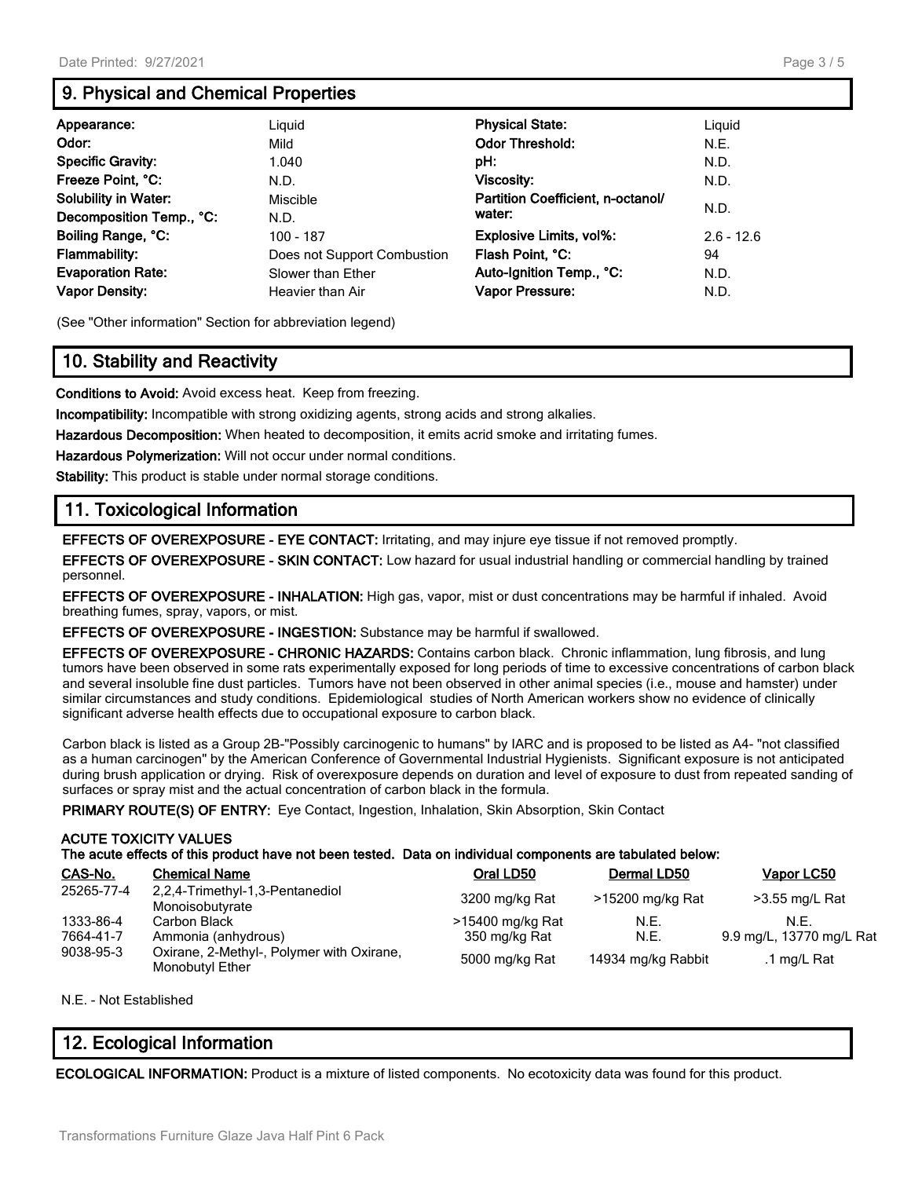## 9. Physical and Chemical Properties

| | | | |
|---|---|---|---|
| **Appearance:** | Liquid | **Physical State:** | Liquid |
| **Odor:** | Mild | **Odor Threshold:** | N.E. |
| **Specific Gravity:** | 1.040 | **pH:** | N.D. |
| **Freeze Point, °C:** | N.D. | **Viscosity:** | N.D. |
| **Solubility in Water:** | Miscible | **Partition Coefficient, n-octanol/ water:** | N.D. |
| **Decomposition Temp., °C:** | N.D. | | |
| **Boiling Range, °C:** | 100 - 187 | **Explosive Limits, vol%:** | 2.6 - 12.6 |
| **Flammability:** | Does not Support Combustion | **Flash Point, °C:** | 94 |
| **Evaporation Rate:** | Slower than Ether | **Auto-Ignition Temp., °C:** | N.D. |
| **Vapor Density:** | Heavier than Air | **Vapor Pressure:** | N.D. |

(See "Other information" Section for abbreviation legend)

## 10. Stability and Reactivity

**Conditions to Avoid:** Avoid excess heat. Keep from freezing.

**Incompatibility:** Incompatible with strong oxidizing agents, strong acids and strong alkalies.

**Hazardous Decomposition:** When heated to decomposition, it emits acrid smoke and irritating fumes.

**Hazardous Polymerization:** Will not occur under normal conditions.

**Stability:** This product is stable under normal storage conditions.

## 11. Toxicological Information

**EFFECTS OF OVEREXPOSURE - EYE CONTACT:** Irritating, and may injure eye tissue if not removed promptly.

**EFFECTS OF OVEREXPOSURE - SKIN CONTACT:** Low hazard for usual industrial handling or commercial handling by trained personnel.

**EFFECTS OF OVEREXPOSURE - INHALATION:** High gas, vapor, mist or dust concentrations may be harmful if inhaled. Avoid breathing fumes, spray, vapors, or mist.

**EFFECTS OF OVEREXPOSURE - INGESTION:** Substance may be harmful if swallowed.

**EFFECTS OF OVEREXPOSURE - CHRONIC HAZARDS:** Contains carbon black. Chronic inflammation, lung fibrosis, and lung tumors have been observed in some rats experimentally exposed for long periods of time to excessive concentrations of carbon black and several insoluble fine dust particles. Tumors have not been observed in other animal species (i.e., mouse and hamster) under similar circumstances and study conditions. Epidemiological studies of North American workers show no evidence of clinically significant adverse health effects due to occupational exposure to carbon black.

Carbon black is listed as a Group 2B-"Possibly carcinogenic to humans" by IARC and is proposed to be listed as A4- "not classified as a human carcinogen" by the American Conference of Governmental Industrial Hygienists. Significant exposure is not anticipated during brush application or drying. Risk of overexposure depends on duration and level of exposure to dust from repeated sanding of surfaces or spray mist and the actual concentration of carbon black in the formula.

**PRIMARY ROUTE(S) OF ENTRY:** Eye Contact, Ingestion, Inhalation, Skin Absorption, Skin Contact

**ACUTE TOXICITY VALUES**
**The acute effects of this product have not been tested. Data on individual components are tabulated below:**

| CAS-No. | Chemical Name | Oral LD50 | Dermal LD50 | Vapor LC50 |
|---|---|---|---|---|
| 25265-77-4 | 2,2,4-Trimethyl-1,3-Pentanediol Monoisobutyrate | 3200 mg/kg Rat | >15200 mg/kg Rat | >3.55 mg/L Rat |
| 1333-86-4 | Carbon Black | >15400 mg/kg Rat | N.E. | N.E. |
| 7664-41-7 | Ammonia (anhydrous) | 350 mg/kg Rat | N.E. | 9.9 mg/L, 13770 mg/L Rat |
| 9038-95-3 | Oxirane, 2-Methyl-, Polymer with Oxirane, Monobutyl Ether | 5000 mg/kg Rat | 14934 mg/kg Rabbit | .1 mg/L Rat |

N.E. - Not Established

## 12. Ecological Information

**ECOLOGICAL INFORMATION:** Product is a mixture of listed components. No ecotoxicity data was found for this product.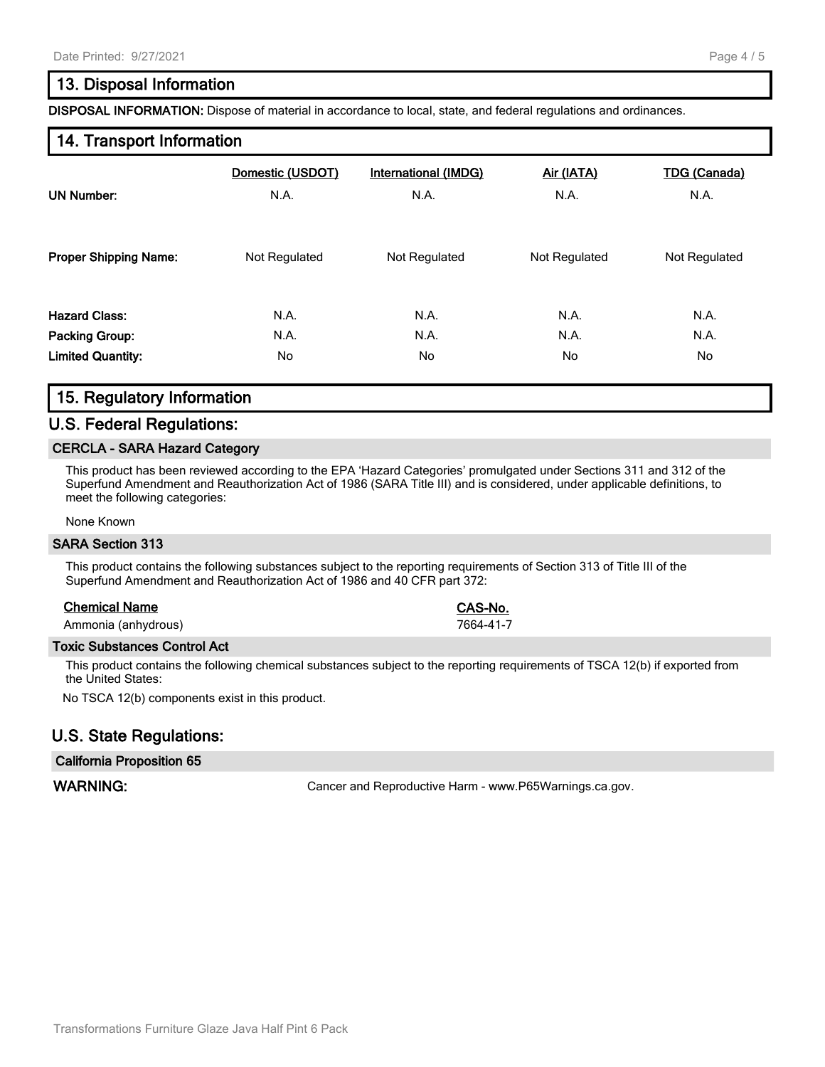## 13. Disposal Information

**DISPOSAL INFORMATION:** Dispose of material in accordance to local, state, and federal regulations and ordinances.

## 14. Transport Information

| | Domestic (USDOT) | International (IMDG) | Air (IATA) | TDG (Canada) |
|---|---|---|---|---|
| **UN Number:** | N.A. | N.A. | N.A. | N.A. |
| **Proper Shipping Name:** | Not Regulated | Not Regulated | Not Regulated | Not Regulated |
| **Hazard Class:** | N.A. | N.A. | N.A. | N.A. |
| **Packing Group:** | N.A. | N.A. | N.A. | N.A. |
| **Limited Quantity:** | No | No | No | No |

## 15. Regulatory Information

## U.S. Federal Regulations:

### CERCLA - SARA Hazard Category

This product has been reviewed according to the EPA 'Hazard Categories' promulgated under Sections 311 and 312 of the Superfund Amendment and Reauthorization Act of 1986 (SARA Title III) and is considered, under applicable definitions, to meet the following categories:

None Known

### SARA Section 313

This product contains the following substances subject to the reporting requirements of Section 313 of Title III of the Superfund Amendment and Reauthorization Act of 1986 and 40 CFR part 372:

| Chemical Name | CAS-No. |
|---|---|
| Ammonia (anhydrous) | 7664-41-7 |

### Toxic Substances Control Act

This product contains the following chemical substances subject to the reporting requirements of TSCA 12(b) if exported from the United States:

No TSCA 12(b) components exist in this product.

## U.S. State Regulations:

### California Proposition 65

**WARNING:** Cancer and Reproductive Harm - www.P65Warnings.ca.gov.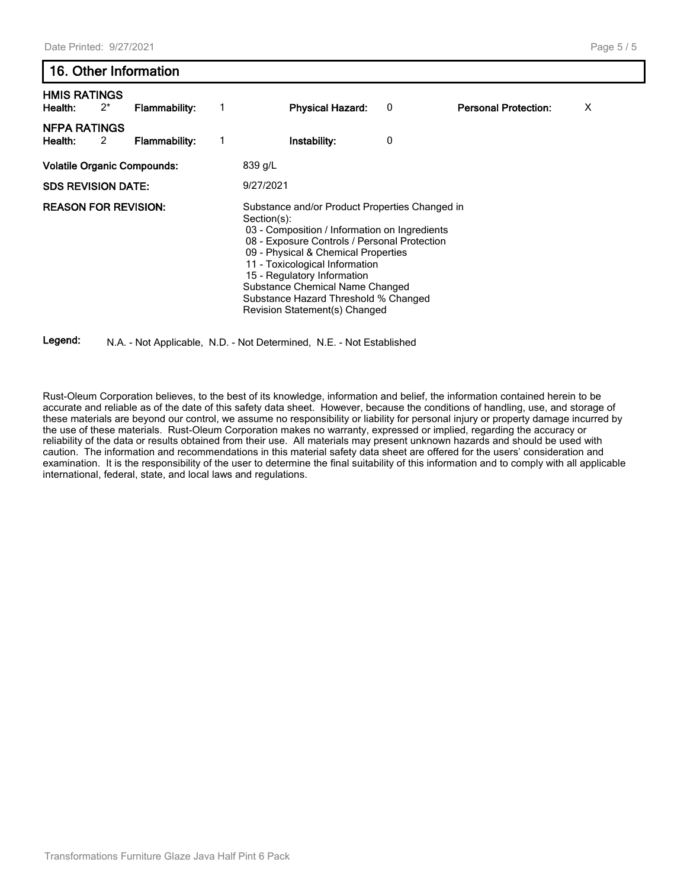## 16. Other Information

**HMIS RATINGS**

| | | | | | | | |
|---|---|---|---|---|---|---|---|
| **Health:** | 2* | **Flammability:** | 1 | **Physical Hazard:** | 0 | **Personal Protection:** | X |

**NFPA RATINGS**

| | | | | | |
|---|---|---|---|---|---|
| **Health:** | 2 | **Flammability:** | 1 | **Instability:** | 0 |

**Volatile Organic Compounds:** 839 g/L

**SDS REVISION DATE:** 9/27/2021

**REASON FOR REVISION:** Substance and/or Product Properties Changed in Section(s):
- 03 - Composition / Information on Ingredients
- 08 - Exposure Controls / Personal Protection
- 09 - Physical & Chemical Properties
- 11 - Toxicological Information
- 15 - Regulatory Information

Substance Chemical Name Changed
Substance Hazard Threshold % Changed
Revision Statement(s) Changed

**Legend:** N.A. - Not Applicable, N.D. - Not Determined, N.E. - Not Established

Rust-Oleum Corporation believes, to the best of its knowledge, information and belief, the information contained herein to be accurate and reliable as of the date of this safety data sheet. However, because the conditions of handling, use, and storage of these materials are beyond our control, we assume no responsibility or liability for personal injury or property damage incurred by the use of these materials. Rust-Oleum Corporation makes no warranty, expressed or implied, regarding the accuracy or reliability of the data or results obtained from their use. All materials may present unknown hazards and should be used with caution. The information and recommendations in this material safety data sheet are offered for the users' consideration and examination. It is the responsibility of the user to determine the final suitability of this information and to comply with all applicable international, federal, state, and local laws and regulations.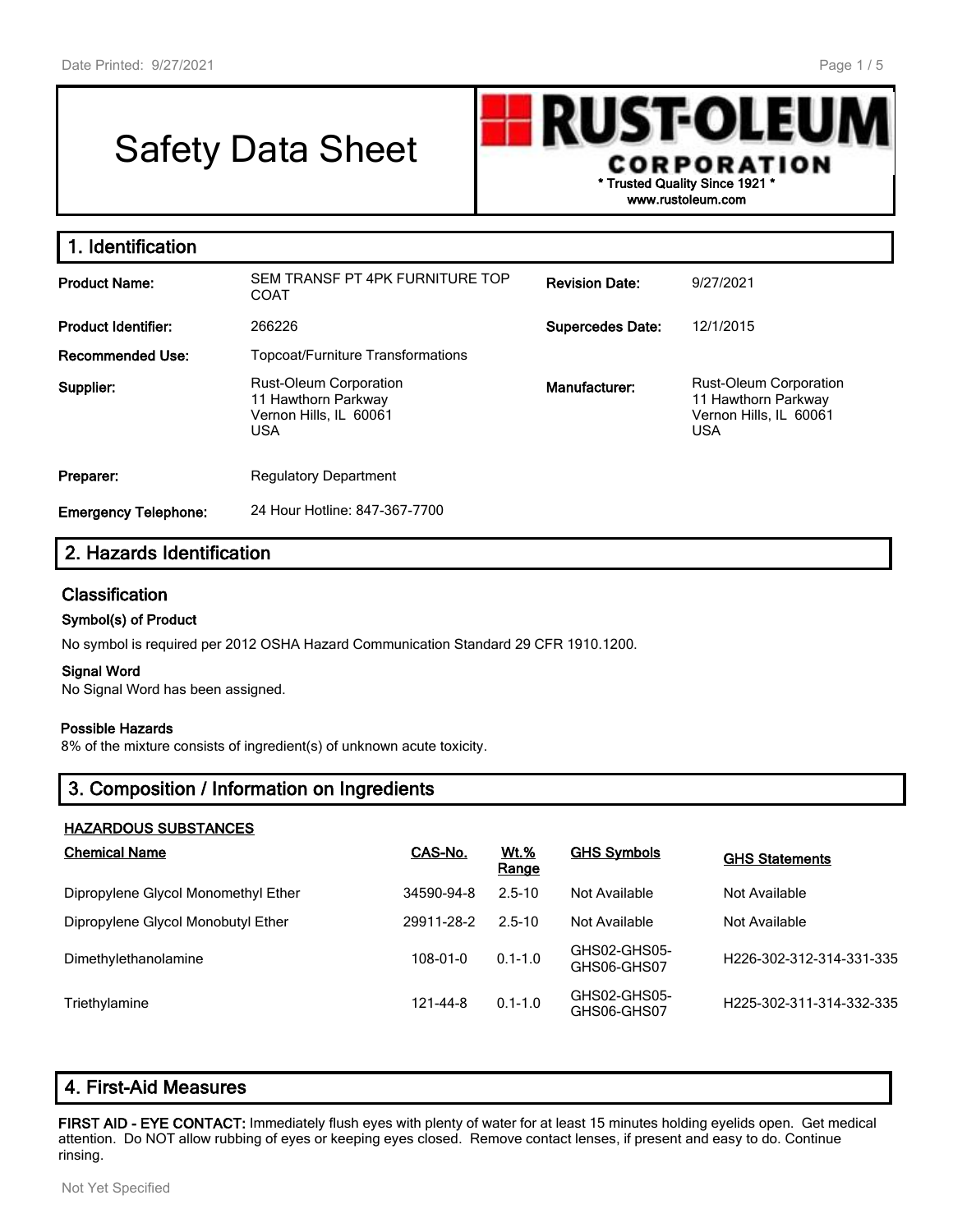# Safety Data Sheet

**RUST-OLEUM CORPORATION**
* Trusted Quality Since 1921 *
www.rustoleum.com

## 1. Identification

| | | | |
|---|---|---|---|
| **Product Name:** | SEM TRANSF PT 4PK FURNITURE TOP COAT | **Revision Date:** | 9/27/2021 |
| **Product Identifier:** | 266226 | **Supercedes Date:** | 12/1/2015 |
| **Recommended Use:** | Topcoat/Furniture Transformations | | |
| **Supplier:** | Rust-Oleum Corporation<br>11 Hawthorn Parkway<br>Vernon Hills, IL 60061<br>USA | **Manufacturer:** | Rust-Oleum Corporation<br>11 Hawthorn Parkway<br>Vernon Hills, IL 60061<br>USA |
| **Preparer:** | Regulatory Department | | |
| **Emergency Telephone:** | 24 Hour Hotline: 847-367-7700 | | |

## 2. Hazards Identification

### Classification

#### Symbol(s) of Product

No symbol is required per 2012 OSHA Hazard Communication Standard 29 CFR 1910.1200.

#### Signal Word

No Signal Word has been assigned.

#### Possible Hazards

8% of the mixture consists of ingredient(s) of unknown acute toxicity.

## 3. Composition / Information on Ingredients

**HAZARDOUS SUBSTANCES**

| Chemical Name | CAS-No. | Wt.% Range | GHS Symbols | GHS Statements |
|---|---|---|---|---|
| Dipropylene Glycol Monomethyl Ether | 34590-94-8 | 2.5-10 | Not Available | Not Available |
| Dipropylene Glycol Monobutyl Ether | 29911-28-2 | 2.5-10 | Not Available | Not Available |
| Dimethylethanolamine | 108-01-0 | 0.1-1.0 | GHS02-GHS05-GHS06-GHS07 | H226-302-312-314-331-335 |
| Triethylamine | 121-44-8 | 0.1-1.0 | GHS02-GHS05-GHS06-GHS07 | H225-302-311-314-332-335 |

## 4. First-Aid Measures

**FIRST AID - EYE CONTACT:** Immediately flush eyes with plenty of water for at least 15 minutes holding eyelids open. Get medical attention. Do NOT allow rubbing of eyes or keeping eyes closed. Remove contact lenses, if present and easy to do. Continue rinsing.

Not Yet Specified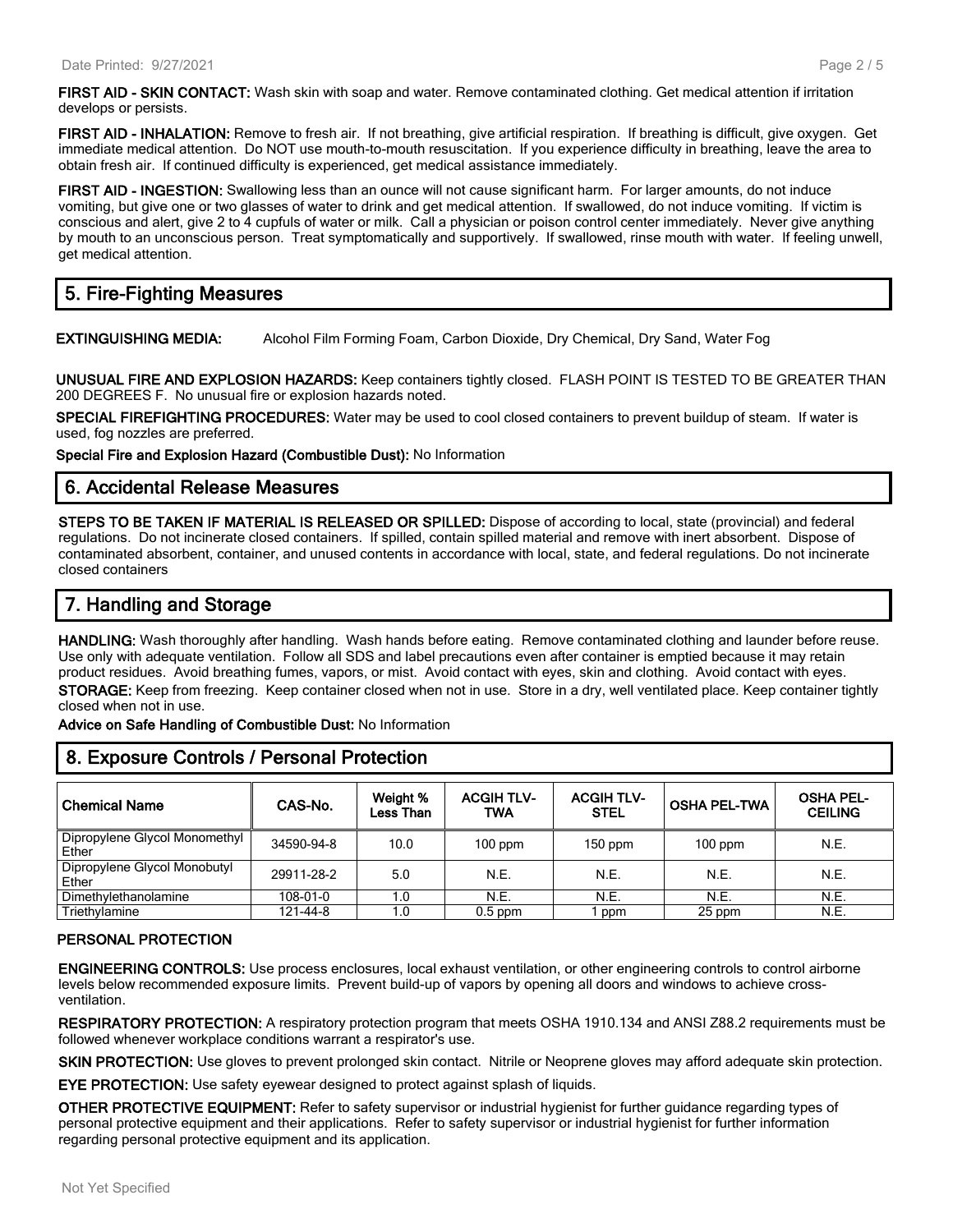**FIRST AID - SKIN CONTACT:** Wash skin with soap and water. Remove contaminated clothing. Get medical attention if irritation develops or persists.

**FIRST AID - INHALATION:** Remove to fresh air. If not breathing, give artificial respiration. If breathing is difficult, give oxygen. Get immediate medical attention. Do NOT use mouth-to-mouth resuscitation. If you experience difficulty in breathing, leave the area to obtain fresh air. If continued difficulty is experienced, get medical assistance immediately.

**FIRST AID - INGESTION:** Swallowing less than an ounce will not cause significant harm. For larger amounts, do not induce vomiting, but give one or two glasses of water to drink and get medical attention. If swallowed, do not induce vomiting. If victim is conscious and alert, give 2 to 4 cupfuls of water or milk. Call a physician or poison control center immediately. Never give anything by mouth to an unconscious person. Treat symptomatically and supportively. If swallowed, rinse mouth with water. If feeling unwell, get medical attention.

## 5. Fire-Fighting Measures

**EXTINGUISHING MEDIA:** Alcohol Film Forming Foam, Carbon Dioxide, Dry Chemical, Dry Sand, Water Fog

**UNUSUAL FIRE AND EXPLOSION HAZARDS:** Keep containers tightly closed. FLASH POINT IS TESTED TO BE GREATER THAN 200 DEGREES F. No unusual fire or explosion hazards noted.

**SPECIAL FIREFIGHTING PROCEDURES:** Water may be used to cool closed containers to prevent buildup of steam. If water is used, fog nozzles are preferred.

**Special Fire and Explosion Hazard (Combustible Dust):** No Information

## 6. Accidental Release Measures

**STEPS TO BE TAKEN IF MATERIAL IS RELEASED OR SPILLED:** Dispose of according to local, state (provincial) and federal regulations. Do not incinerate closed containers. If spilled, contain spilled material and remove with inert absorbent. Dispose of contaminated absorbent, container, and unused contents in accordance with local, state, and federal regulations. Do not incinerate closed containers

## 7. Handling and Storage

**HANDLING:** Wash thoroughly after handling. Wash hands before eating. Remove contaminated clothing and launder before reuse. Use only with adequate ventilation. Follow all SDS and label precautions even after container is emptied because it may retain product residues. Avoid breathing fumes, vapors, or mist. Avoid contact with eyes, skin and clothing. Avoid contact with eyes.

**STORAGE:** Keep from freezing. Keep container closed when not in use. Store in a dry, well ventilated place. Keep container tightly closed when not in use.

**Advice on Safe Handling of Combustible Dust:** No Information

## 8. Exposure Controls / Personal Protection

| Chemical Name | CAS-No. | Weight % Less Than | ACGIH TLV-TWA | ACGIH TLV-STEL | OSHA PEL-TWA | OSHA PEL-CEILING |
|---|---|---|---|---|---|---|
| Dipropylene Glycol Monomethyl Ether | 34590-94-8 | 10.0 | 100 ppm | 150 ppm | 100 ppm | N.E. |
| Dipropylene Glycol Monobutyl Ether | 29911-28-2 | 5.0 | N.E. | N.E. | N.E. | N.E. |
| Dimethylethanolamine | 108-01-0 | 1.0 | N.E. | N.E. | N.E. | N.E. |
| Triethylamine | 121-44-8 | 1.0 | 0.5 ppm | 1 ppm | 25 ppm | N.E. |

### PERSONAL PROTECTION

**ENGINEERING CONTROLS:** Use process enclosures, local exhaust ventilation, or other engineering controls to control airborne levels below recommended exposure limits. Prevent build-up of vapors by opening all doors and windows to achieve cross-ventilation.

**RESPIRATORY PROTECTION:** A respiratory protection program that meets OSHA 1910.134 and ANSI Z88.2 requirements must be followed whenever workplace conditions warrant a respirator's use.

**SKIN PROTECTION:** Use gloves to prevent prolonged skin contact. Nitrile or Neoprene gloves may afford adequate skin protection.

**EYE PROTECTION:** Use safety eyewear designed to protect against splash of liquids.

**OTHER PROTECTIVE EQUIPMENT:** Refer to safety supervisor or industrial hygienist for further guidance regarding types of personal protective equipment and their applications. Refer to safety supervisor or industrial hygienist for further information regarding personal protective equipment and its application.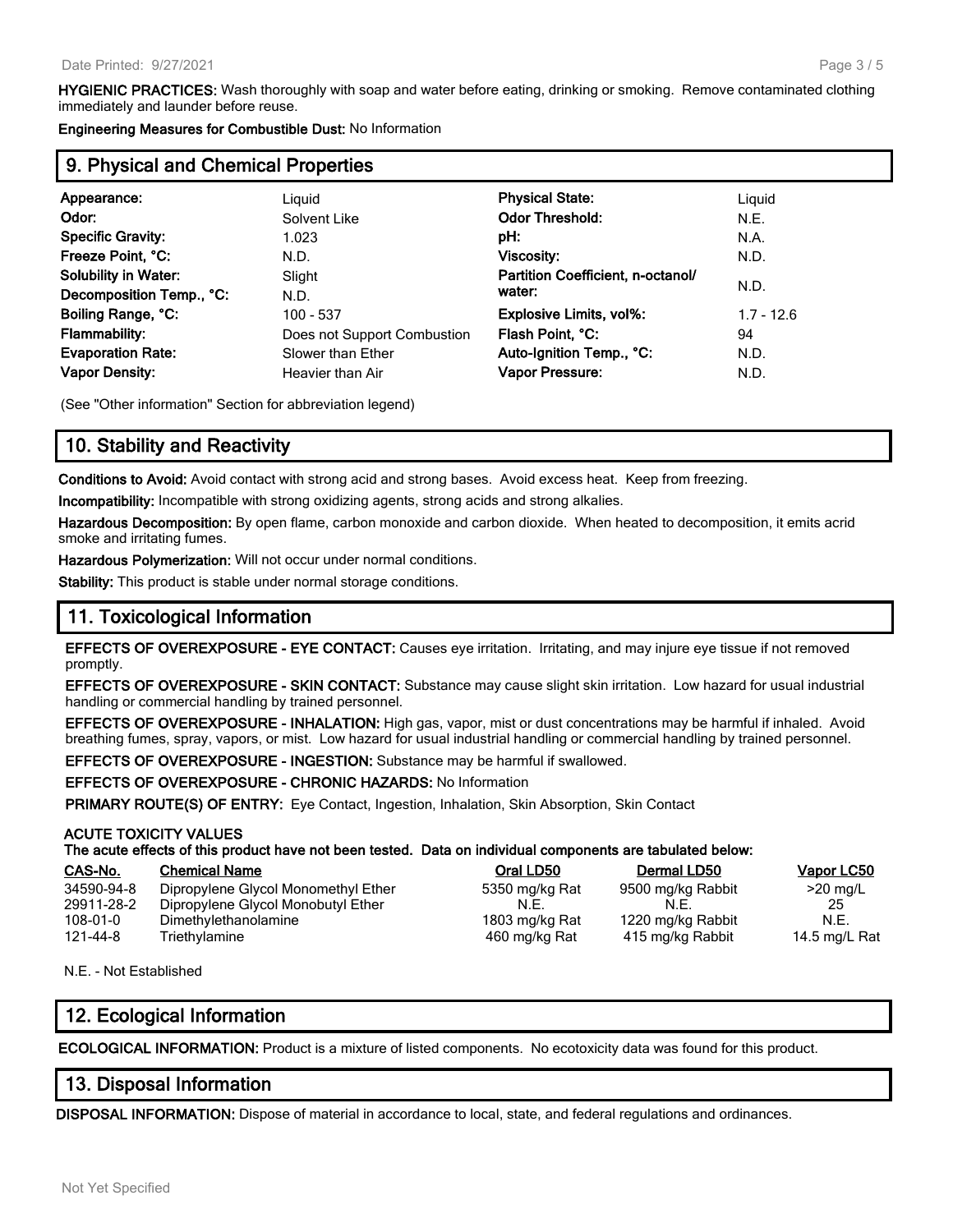**HYGIENIC PRACTICES:** Wash thoroughly with soap and water before eating, drinking or smoking. Remove contaminated clothing immediately and launder before reuse.

**Engineering Measures for Combustible Dust:** No Information

## 9. Physical and Chemical Properties

| | | | |
|---|---|---|---|
| **Appearance:** | Liquid | **Physical State:** | Liquid |
| **Odor:** | Solvent Like | **Odor Threshold:** | N.E. |
| **Specific Gravity:** | 1.023 | **pH:** | N.A. |
| **Freeze Point, °C:** | N.D. | **Viscosity:** | N.D. |
| **Solubility in Water:** | Slight | **Partition Coefficient, n-octanol/ water:** | N.D. |
| **Decomposition Temp., °C:** | N.D. | | |
| **Boiling Range, °C:** | 100 - 537 | **Explosive Limits, vol%:** | 1.7 - 12.6 |
| **Flammability:** | Does not Support Combustion | **Flash Point, °C:** | 94 |
| **Evaporation Rate:** | Slower than Ether | **Auto-Ignition Temp., °C:** | N.D. |
| **Vapor Density:** | Heavier than Air | **Vapor Pressure:** | N.D. |

(See "Other information" Section for abbreviation legend)

## 10. Stability and Reactivity

**Conditions to Avoid:** Avoid contact with strong acid and strong bases. Avoid excess heat. Keep from freezing.

**Incompatibility:** Incompatible with strong oxidizing agents, strong acids and strong alkalies.

**Hazardous Decomposition:** By open flame, carbon monoxide and carbon dioxide. When heated to decomposition, it emits acrid smoke and irritating fumes.

**Hazardous Polymerization:** Will not occur under normal conditions.

**Stability:** This product is stable under normal storage conditions.

## 11. Toxicological Information

**EFFECTS OF OVEREXPOSURE - EYE CONTACT:** Causes eye irritation. Irritating, and may injure eye tissue if not removed promptly.

**EFFECTS OF OVEREXPOSURE - SKIN CONTACT:** Substance may cause slight skin irritation. Low hazard for usual industrial handling or commercial handling by trained personnel.

**EFFECTS OF OVEREXPOSURE - INHALATION:** High gas, vapor, mist or dust concentrations may be harmful if inhaled. Avoid breathing fumes, spray, vapors, or mist. Low hazard for usual industrial handling or commercial handling by trained personnel.

**EFFECTS OF OVEREXPOSURE - INGESTION:** Substance may be harmful if swallowed.

**EFFECTS OF OVEREXPOSURE - CHRONIC HAZARDS:** No Information

**PRIMARY ROUTE(S) OF ENTRY:** Eye Contact, Ingestion, Inhalation, Skin Absorption, Skin Contact

**ACUTE TOXICITY VALUES**
**The acute effects of this product have not been tested. Data on individual components are tabulated below:**

| CAS-No. | Chemical Name | Oral LD50 | Dermal LD50 | Vapor LC50 |
|---|---|---|---|---|
| 34590-94-8 | Dipropylene Glycol Monomethyl Ether | 5350 mg/kg Rat | 9500 mg/kg Rabbit | >20 mg/L |
| 29911-28-2 | Dipropylene Glycol Monobutyl Ether | N.E. | N.E. | 25 |
| 108-01-0 | Dimethylethanolamine | 1803 mg/kg Rat | 1220 mg/kg Rabbit | N.E. |
| 121-44-8 | Triethylamine | 460 mg/kg Rat | 415 mg/kg Rabbit | 14.5 mg/L Rat |

N.E. - Not Established

## 12. Ecological Information

**ECOLOGICAL INFORMATION:** Product is a mixture of listed components. No ecotoxicity data was found for this product.

## 13. Disposal Information

**DISPOSAL INFORMATION:** Dispose of material in accordance to local, state, and federal regulations and ordinances.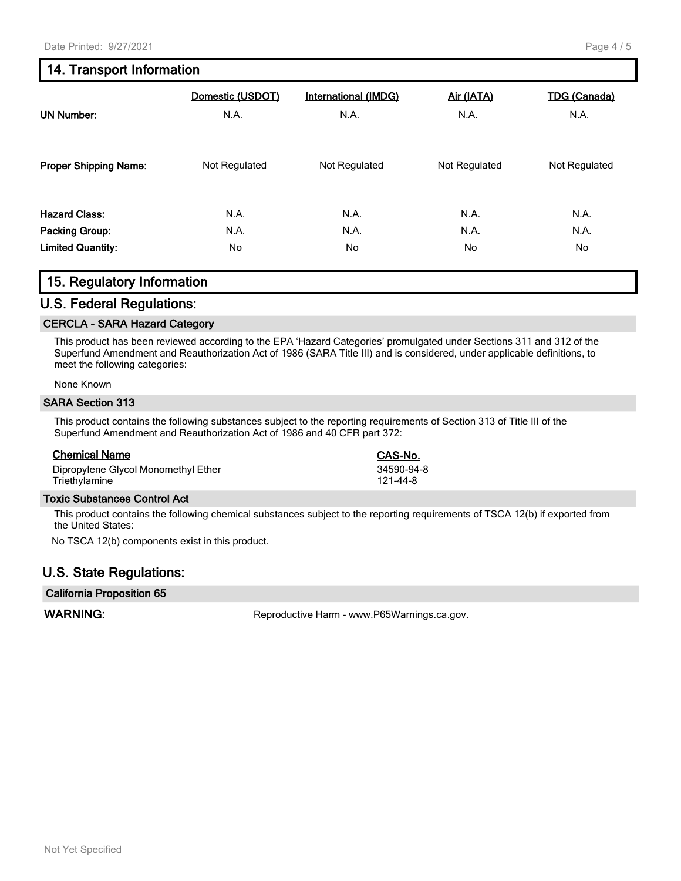## 14. Transport Information

| | Domestic (USDOT) | International (IMDG) | Air (IATA) | TDG (Canada) |
|---|---|---|---|---|
| **UN Number:** | N.A. | N.A. | N.A. | N.A. |
| **Proper Shipping Name:** | Not Regulated | Not Regulated | Not Regulated | Not Regulated |
| **Hazard Class:** | N.A. | N.A. | N.A. | N.A. |
| **Packing Group:** | N.A. | N.A. | N.A. | N.A. |
| **Limited Quantity:** | No | No | No | No |

## 15. Regulatory Information

### U.S. Federal Regulations:

#### CERCLA - SARA Hazard Category

This product has been reviewed according to the EPA 'Hazard Categories' promulgated under Sections 311 and 312 of the Superfund Amendment and Reauthorization Act of 1986 (SARA Title III) and is considered, under applicable definitions, to meet the following categories:

None Known

#### SARA Section 313

This product contains the following substances subject to the reporting requirements of Section 313 of Title III of the Superfund Amendment and Reauthorization Act of 1986 and 40 CFR part 372:

| Chemical Name | CAS-No. |
|---|---|
| Dipropylene Glycol Monomethyl Ether | 34590-94-8 |
| Triethylamine | 121-44-8 |

#### Toxic Substances Control Act

This product contains the following chemical substances subject to the reporting requirements of TSCA 12(b) if exported from the United States:

No TSCA 12(b) components exist in this product.

### U.S. State Regulations:

#### California Proposition 65

**WARNING:** Reproductive Harm - www.P65Warnings.ca.gov.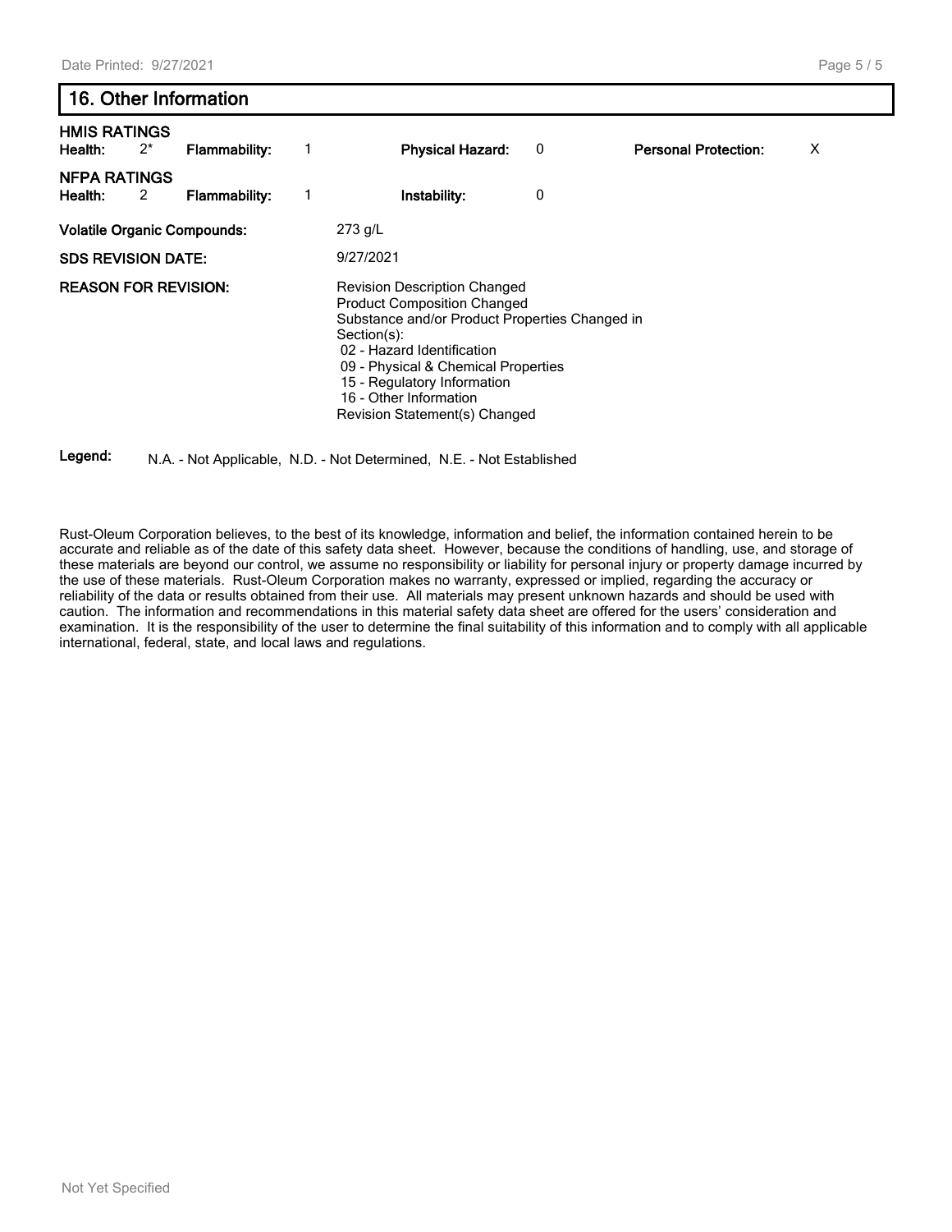## 16. Other Information

**HMIS RATINGS**

| | | | | | | | |
|---|---|---|---|---|---|---|---|
| **Health:** | 2* | **Flammability:** | 1 | **Physical Hazard:** | 0 | **Personal Protection:** | X |

**NFPA RATINGS**

| | | | | | |
|---|---|---|---|---|---|
| **Health:** | 2 | **Flammability:** | 1 | **Instability:** | 0 |

**Volatile Organic Compounds:** 273 g/L

**SDS REVISION DATE:** 9/27/2021

**REASON FOR REVISION:**

Revision Description Changed
Product Composition Changed
Substance and/or Product Properties Changed in Section(s):
- 02 - Hazard Identification
- 09 - Physical & Chemical Properties
- 15 - Regulatory Information
- 16 - Other Information

Revision Statement(s) Changed

**Legend:** N.A. - Not Applicable, N.D. - Not Determined, N.E. - Not Established

Rust-Oleum Corporation believes, to the best of its knowledge, information and belief, the information contained herein to be accurate and reliable as of the date of this safety data sheet. However, because the conditions of handling, use, and storage of these materials are beyond our control, we assume no responsibility or liability for personal injury or property damage incurred by the use of these materials. Rust-Oleum Corporation makes no warranty, expressed or implied, regarding the accuracy or reliability of the data or results obtained from their use. All materials may present unknown hazards and should be used with caution. The information and recommendations in this material safety data sheet are offered for the users' consideration and examination. It is the responsibility of the user to determine the final suitability of this information and to comply with all applicable international, federal, state, and local laws and regulations.